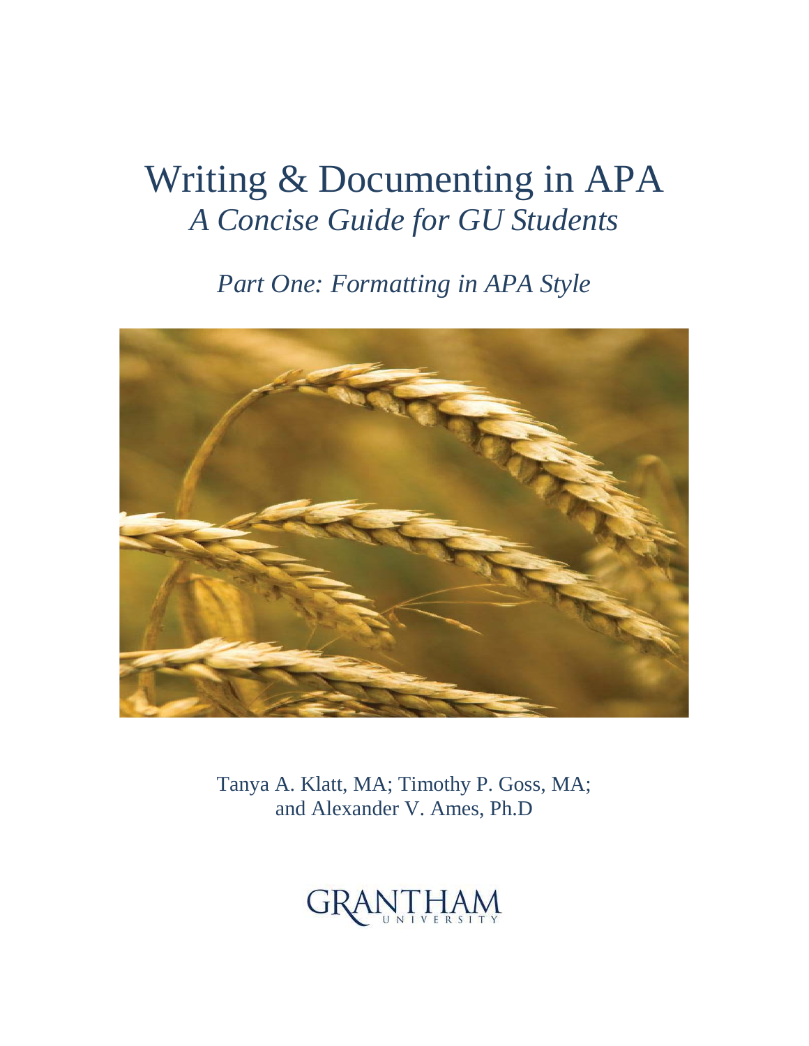# Writing & Documenting in APA

## *A Concise Guide for GU Students*

### *Part One: Formatting in APA Style*

Tanya A. Klatt, MA; Timothy P. Goss, MA; and Alexander V. Ames, Ph.D

GRANTHAM UNIVERSITY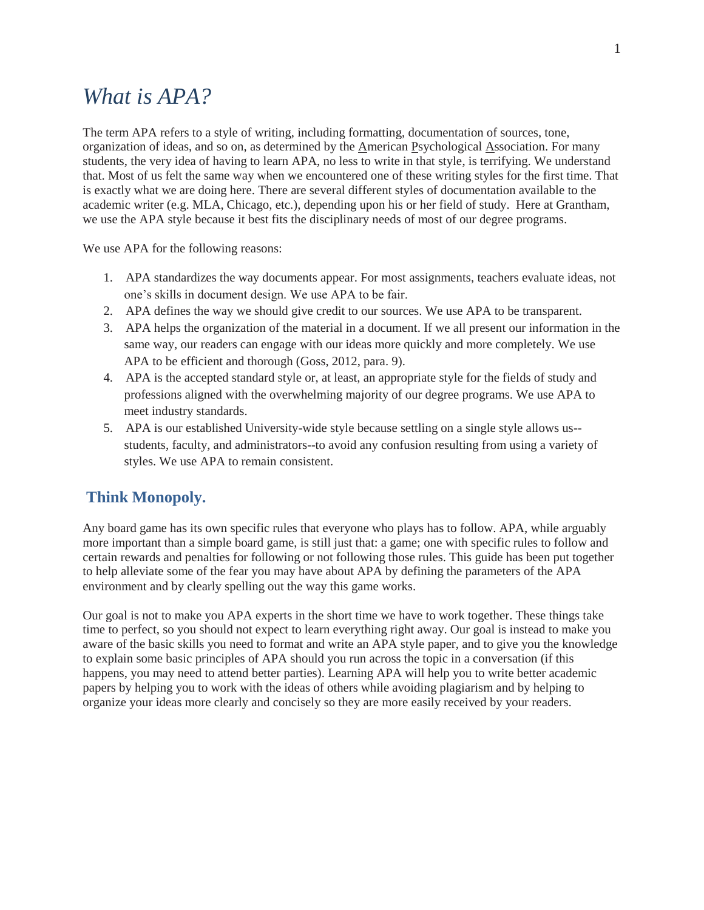# *What is APA?*

The term APA refers to a style of writing, including formatting, documentation of sources, tone, organization of ideas, and so on, as determined by the American Psychological Association. For many students, the very idea of having to learn APA, no less to write in that style, is terrifying. We understand that. Most of us felt the same way when we encountered one of these writing styles for the first time. That is exactly what we are doing here. There are several different styles of documentation available to the academic writer (e.g. MLA, Chicago, etc.), depending upon his or her field of study. Here at Grantham, we use the APA style because it best fits the disciplinary needs of most of our degree programs.

We use APA for the following reasons:

1. APA standardizes the way documents appear. For most assignments, teachers evaluate ideas, not one's skills in document design. We use APA to be fair.
2. APA defines the way we should give credit to our sources. We use APA to be transparent.
3. APA helps the organization of the material in a document. If we all present our information in the same way, our readers can engage with our ideas more quickly and more completely. We use APA to be efficient and thorough (Goss, 2012, para. 9).
4. APA is the accepted standard style or, at least, an appropriate style for the fields of study and professions aligned with the overwhelming majority of our degree programs. We use APA to meet industry standards.
5. APA is our established University-wide style because settling on a single style allows us--students, faculty, and administrators--to avoid any confusion resulting from using a variety of styles. We use APA to remain consistent.

## Think Monopoly.

Any board game has its own specific rules that everyone who plays has to follow. APA, while arguably more important than a simple board game, is still just that: a game; one with specific rules to follow and certain rewards and penalties for following or not following those rules. This guide has been put together to help alleviate some of the fear you may have about APA by defining the parameters of the APA environment and by clearly spelling out the way this game works.

Our goal is not to make you APA experts in the short time we have to work together. These things take time to perfect, so you should not expect to learn everything right away. Our goal is instead to make you aware of the basic skills you need to format and write an APA style paper, and to give you the knowledge to explain some basic principles of APA should you run across the topic in a conversation (if this happens, you may need to attend better parties). Learning APA will help you to write better academic papers by helping you to work with the ideas of others while avoiding plagiarism and by helping to organize your ideas more clearly and concisely so they are more easily received by your readers.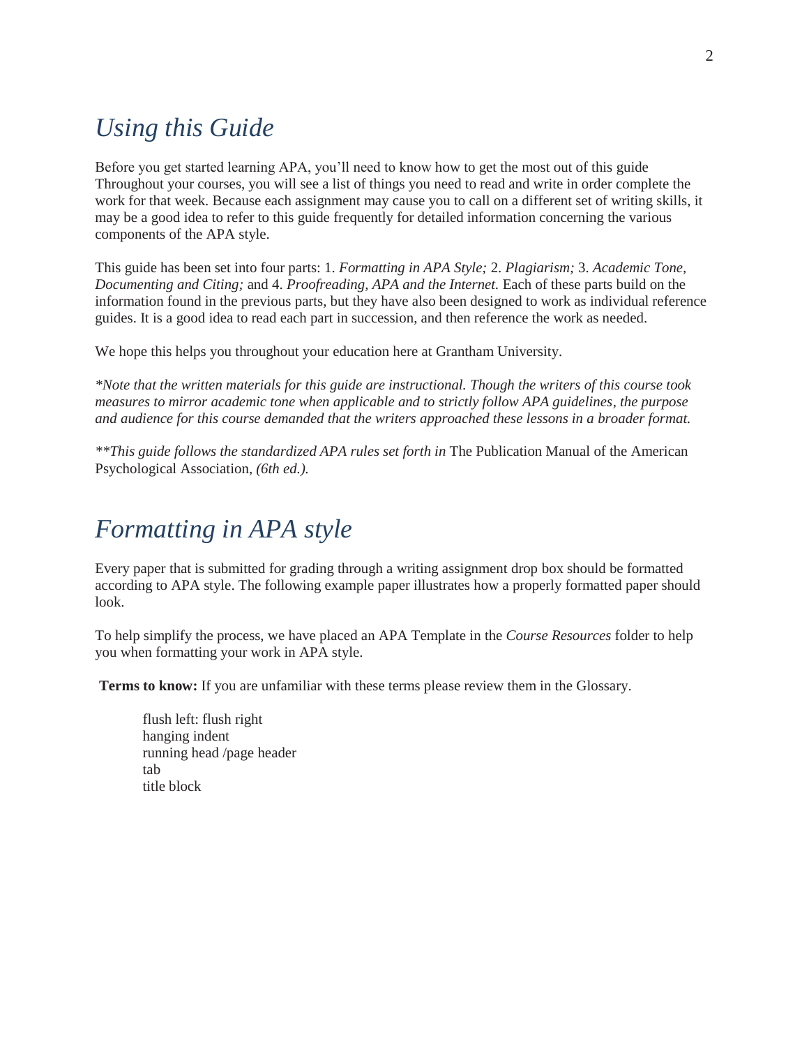## *Using this Guide*

Before you get started learning APA, you'll need to know how to get the most out of this guide Throughout your courses, you will see a list of things you need to read and write in order complete the work for that week. Because each assignment may cause you to call on a different set of writing skills, it may be a good idea to refer to this guide frequently for detailed information concerning the various components of the APA style.

This guide has been set into four parts: 1. *Formatting in APA Style;* 2. *Plagiarism;* 3. *Academic Tone, Documenting and Citing;* and 4. *Proofreading, APA and the Internet.* Each of these parts build on the information found in the previous parts, but they have also been designed to work as individual reference guides. It is a good idea to read each part in succession, and then reference the work as needed.

We hope this helps you throughout your education here at Grantham University.

*\*Note that the written materials for this guide are instructional. Though the writers of this course took measures to mirror academic tone when applicable and to strictly follow APA guidelines, the purpose and audience for this course demanded that the writers approached these lessons in a broader format.*

*\*\*This guide follows the standardized APA rules set forth in* The Publication Manual of the American Psychological Association, *(6th ed.).*

## *Formatting in APA style*

Every paper that is submitted for grading through a writing assignment drop box should be formatted according to APA style. The following example paper illustrates how a properly formatted paper should look.

To help simplify the process, we have placed an APA Template in the *Course Resources* folder to help you when formatting your work in APA style.

**Terms to know:** If you are unfamiliar with these terms please review them in the Glossary.

flush left: flush right
hanging indent
running head /page header
tab
title block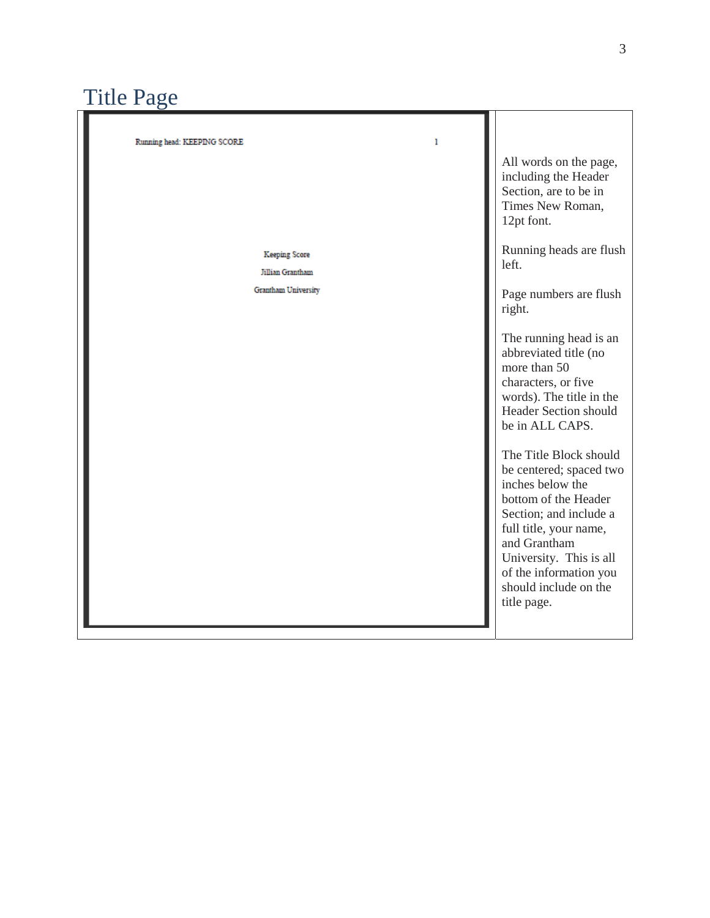# Title Page

| Running head: KEEPING SCORE 1<br><br>Keeping Score<br>Jillian Grantham<br>Grantham University | All words on the page, including the Header Section, are to be in Times New Roman, 12pt font.<br><br>Running heads are flush left.<br><br>Page numbers are flush right.<br><br>The running head is an abbreviated title (no more than 50 characters, or five words). The title in the Header Section should be in ALL CAPS.<br><br>The Title Block should be centered; spaced two inches below the bottom of the Header Section; and include a full title, your name, and Grantham University. This is all of the information you should include on the title page. |
|---|---|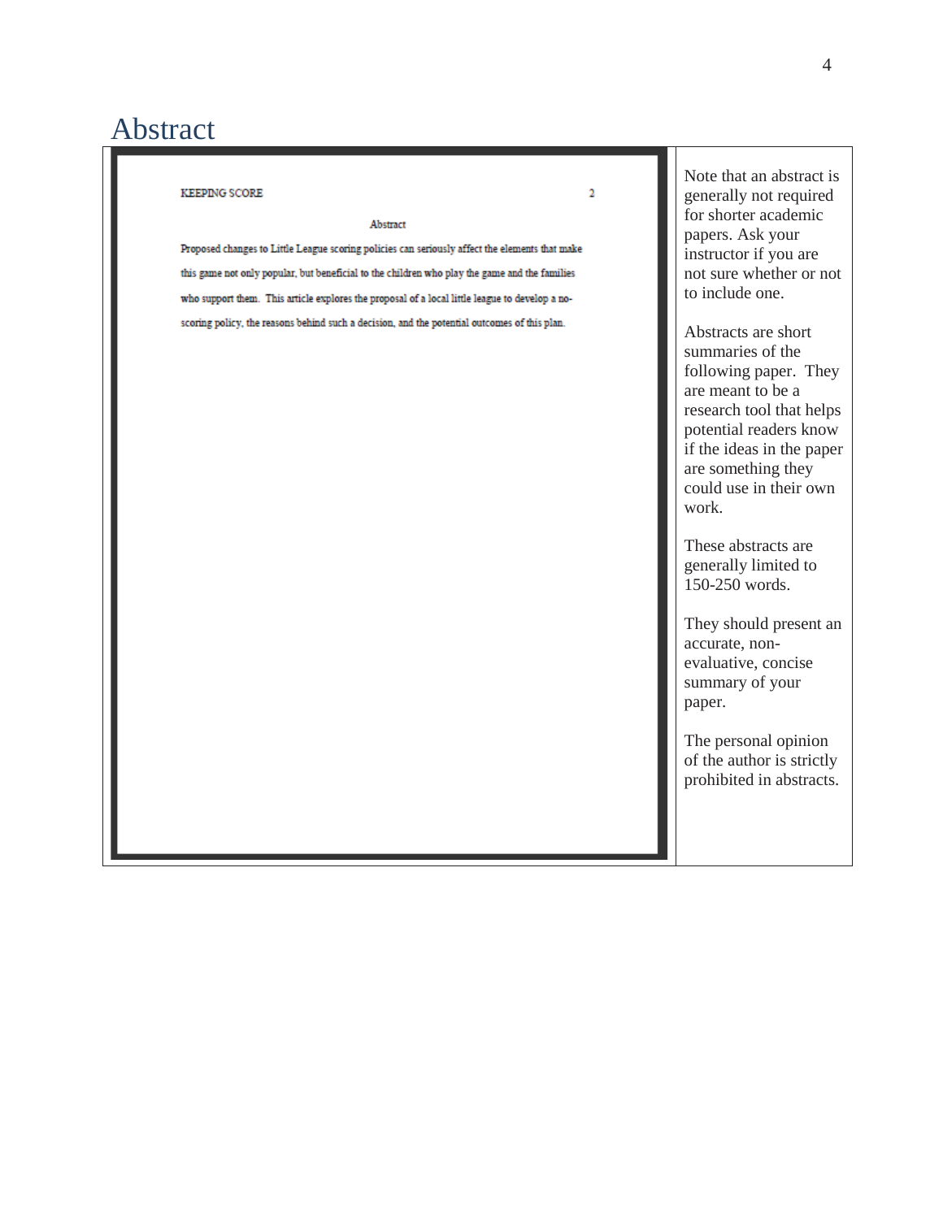# Abstract

| | |
|---|---|
| KEEPING SCORE 2<br><br>Abstract<br><br>Proposed changes to Little League scoring policies can seriously affect the elements that make this game not only popular, but beneficial to the children who play the game and the families who support them. This article explores the proposal of a local little league to develop a no-scoring policy, the reasons behind such a decision, and the potential outcomes of this plan. | Note that an abstract is generally not required for shorter academic papers. Ask your instructor if you are not sure whether or not to include one.<br><br>Abstracts are short summaries of the following paper. They are meant to be a research tool that helps potential readers know if the ideas in the paper are something they could use in their own work.<br><br>These abstracts are generally limited to 150-250 words.<br><br>They should present an accurate, non-evaluative, concise summary of your paper.<br><br>The personal opinion of the author is strictly prohibited in abstracts. |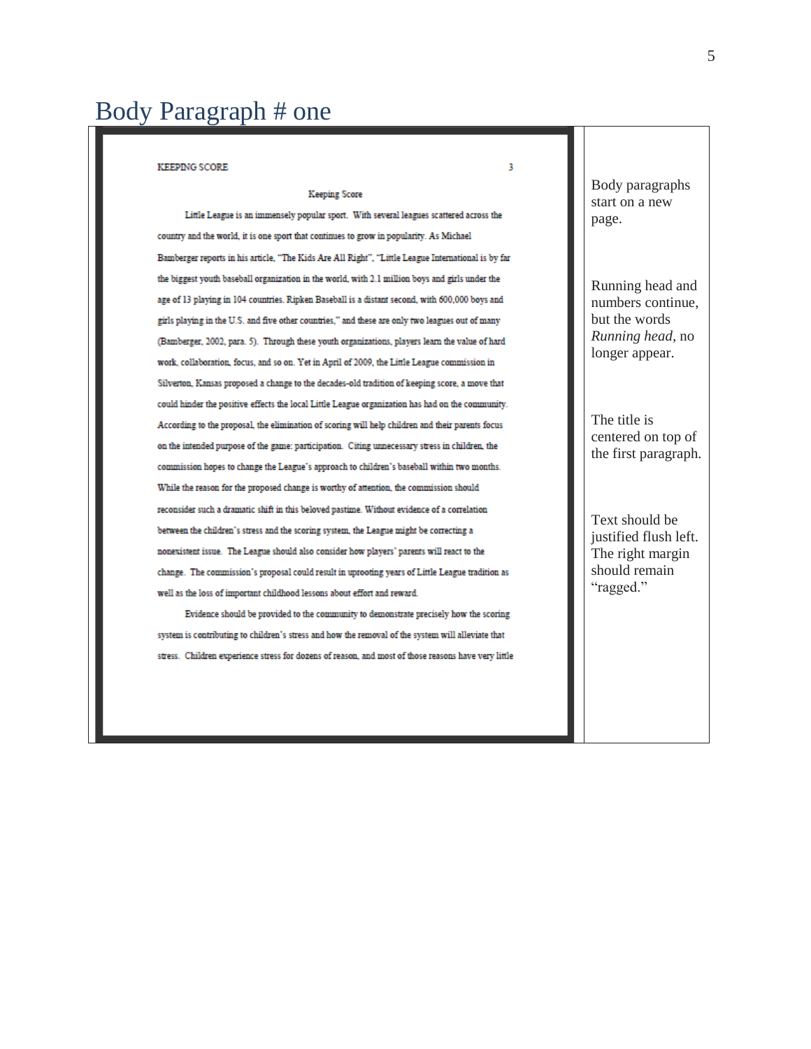# Body Paragraph # one

| | |
|---|---|
| KEEPING SCORE 3<br><br>Keeping Score<br><br>Little League is an immensely popular sport. With several leagues scattered across the country and the world, it is one sport that continues to grow in popularity. As Michael Bamberger reports in his article, "The Kids Are All Right", "Little League International is by far the biggest youth baseball organization in the world, with 2.1 million boys and girls under the age of 13 playing in 104 countries. Ripken Baseball is a distant second, with 600,000 boys and girls playing in the U.S. and five other countries," and these are only two leagues out of many (Bamberger, 2002, para. 5). Through these youth organizations, players learn the value of hard work, collaboration, focus, and so on. Yet in April of 2009, the Little League commission in Silverton, Kansas proposed a change to the decades-old tradition of keeping score, a move that could hinder the positive effects the local Little League organization has had on the community. According to the proposal, the elimination of scoring will help children and their parents focus on the intended purpose of the game: participation. Citing unnecessary stress in children, the commission hopes to change the League's approach to children's baseball within two months. While the reason for the proposed change is worthy of attention, the commission should reconsider such a dramatic shift in this beloved pastime. Without evidence of a correlation between the children's stress and the scoring system, the League might be correcting a nonexistent issue. The League should also consider how players' parents will react to the change. The commission's proposal could result in uprooting years of Little League tradition as well as the loss of important childhood lessons about effort and reward.<br><br>Evidence should be provided to the community to demonstrate precisely how the scoring system is contributing to children's stress and how the removal of the system will alleviate that stress. Children experience stress for dozens of reason, and most of those reasons have very little | Body paragraphs start on a new page.<br><br>Running head and numbers continue, but the words *Running head*, no longer appear.<br><br>The title is centered on top of the first paragraph.<br><br>Text should be justified flush left. The right margin should remain "ragged." |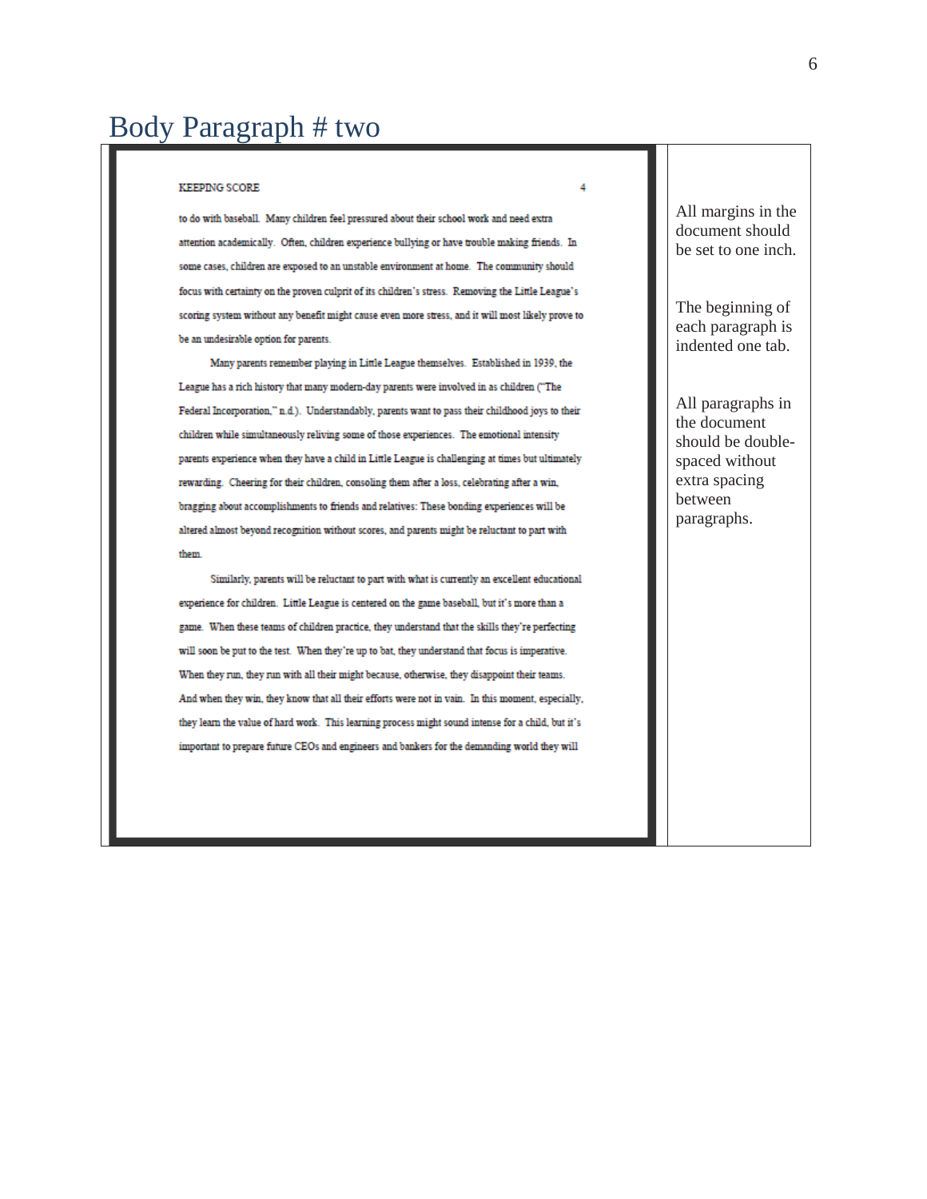# Body Paragraph # two

KEEPING SCORE

to do with baseball. Many children feel pressured about their school work and need extra attention academically. Often, children experience bullying or have trouble making friends. In some cases, children are exposed to an unstable environment at home. The community should focus with certainty on the proven culprit of its children's stress. Removing the Little League's scoring system without any benefit might cause even more stress, and it will most likely prove to be an undesirable option for parents.

Many parents remember playing in Little League themselves. Established in 1939, the League has a rich history that many modern-day parents were involved in as children ("The Federal Incorporation," n.d.). Understandably, parents want to pass their childhood joys to their children while simultaneously reliving some of those experiences. The emotional intensity parents experience when they have a child in Little League is challenging at times but ultimately rewarding. Cheering for their children, consoling them after a loss, celebrating after a win, bragging about accomplishments to friends and relatives: These bonding experiences will be altered almost beyond recognition without scores, and parents might be reluctant to part with them.

Similarly, parents will be reluctant to part with what is currently an excellent educational experience for children. Little League is centered on the game baseball, but it's more than a game. When these teams of children practice, they understand that the skills they're perfecting will soon be put to the test. When they're up to bat, they understand that focus is imperative. When they run, they run with all their might because, otherwise, they disappoint their teams. And when they win, they know that all their efforts were not in vain. In this moment, especially, they learn the value of hard work. This learning process might sound intense for a child, but it's important to prepare future CEOs and engineers and bankers for the demanding world they will

All margins in the document should be set to one inch.

The beginning of each paragraph is indented one tab.

All paragraphs in the document should be double-spaced without extra spacing between paragraphs.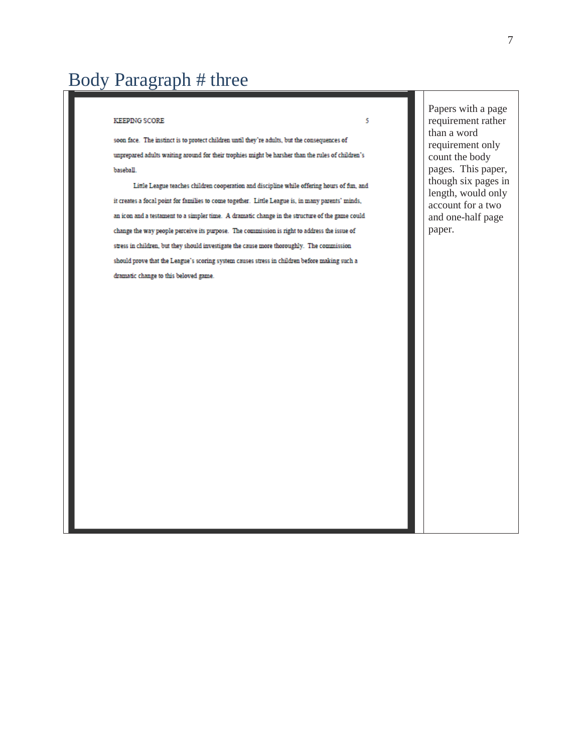# Body Paragraph # three

| | |
|---|---|
| KEEPING SCORE<br><br>soon face. The instinct is to protect children until they're adults, but the consequences of unprepared adults waiting around for their trophies might be harsher than the rules of children's baseball.<br><br>Little League teaches children cooperation and discipline while offering hours of fun, and it creates a focal point for families to come together. Little League is, in many parents' minds, an icon and a testament to a simpler time. A dramatic change in the structure of the game could change the way people perceive its purpose. The commission is right to address the issue of stress in children, but they should investigate the cause more thoroughly. The commission should prove that the League's scoring system causes stress in children before making such a dramatic change to this beloved game. | Papers with a page requirement rather than a word requirement only count the body pages. This paper, though six pages in length, would only account for a two and one-half page paper. |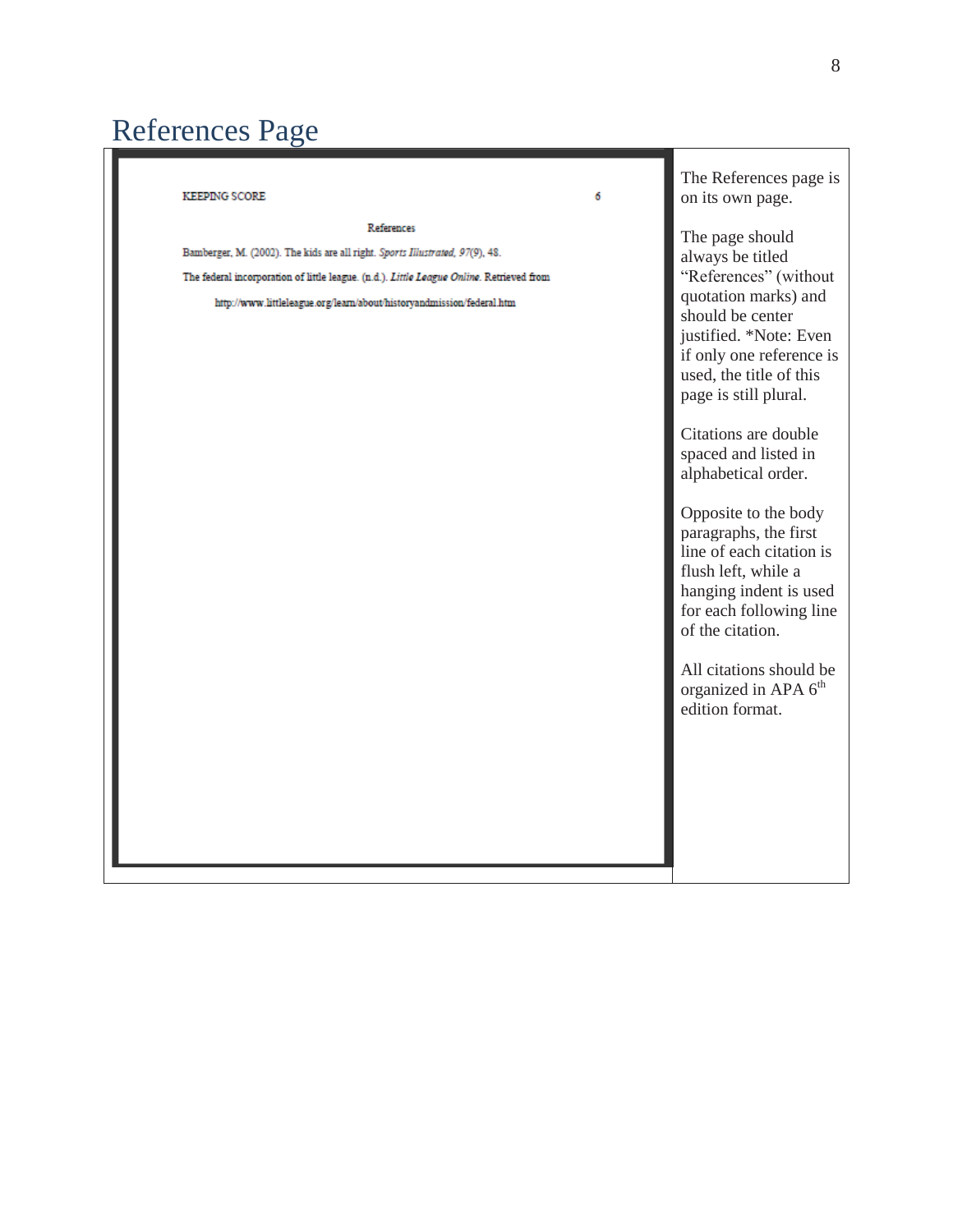# References Page

| KEEPING SCORE 6<br><br>References<br><br>Bamberger, M. (2002). The kids are all right. *Sports Illustrated, 97*(9), 48.<br><br>The federal incorporation of little league. (n.d.). *Little League Online*. Retrieved from http://www.littleleague.org/learn/about/historyandmission/federal.htm | The References page is on its own page.<br><br>The page should always be titled “References” (without quotation marks) and should be center justified. *Note: Even if only one reference is used, the title of this page is still plural.<br><br>Citations are double spaced and listed in alphabetical order.<br><br>Opposite to the body paragraphs, the first line of each citation is flush left, while a hanging indent is used for each following line of the citation.<br><br>All citations should be organized in APA 6th edition format. |
|---|---|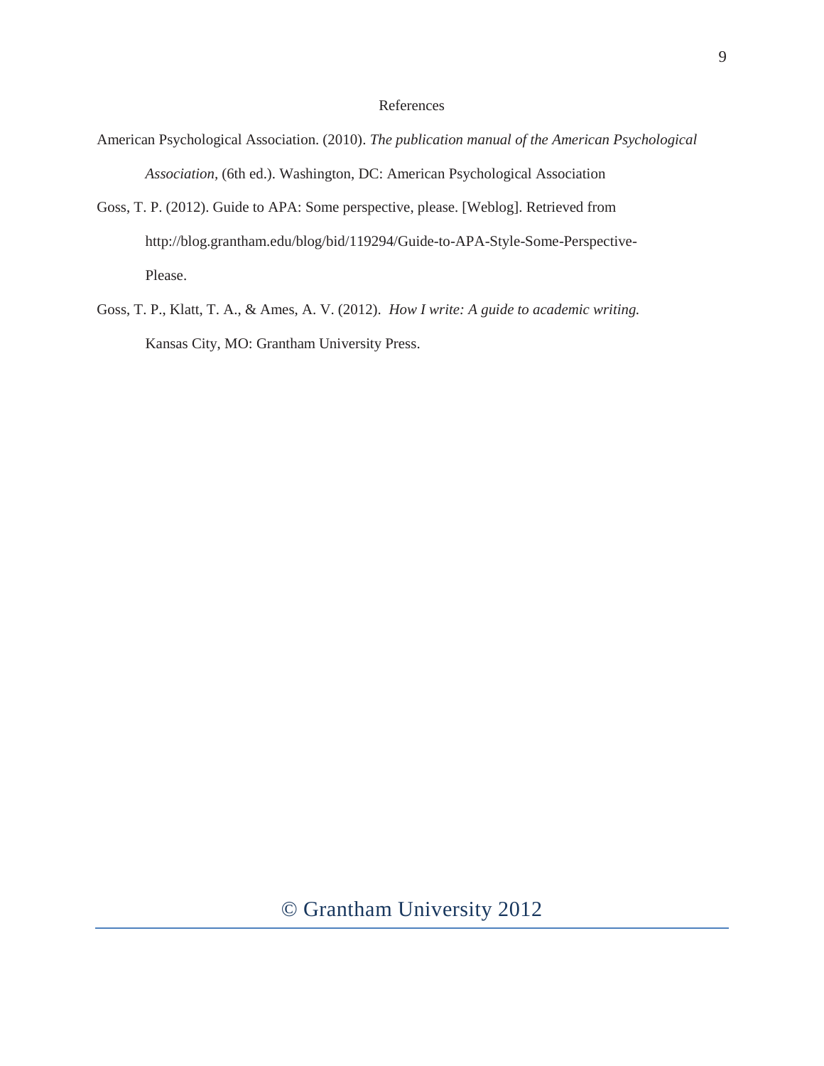# References

American Psychological Association. (2010). *The publication manual of the American Psychological Association*, (6th ed.). Washington, DC: American Psychological Association

Goss, T. P. (2012). Guide to APA: Some perspective, please. [Weblog]. Retrieved from http://blog.grantham.edu/blog/bid/119294/Guide-to-APA-Style-Some-Perspective-Please.

Goss, T. P., Klatt, T. A., & Ames, A. V. (2012). *How I write: A guide to academic writing.* Kansas City, MO: Grantham University Press.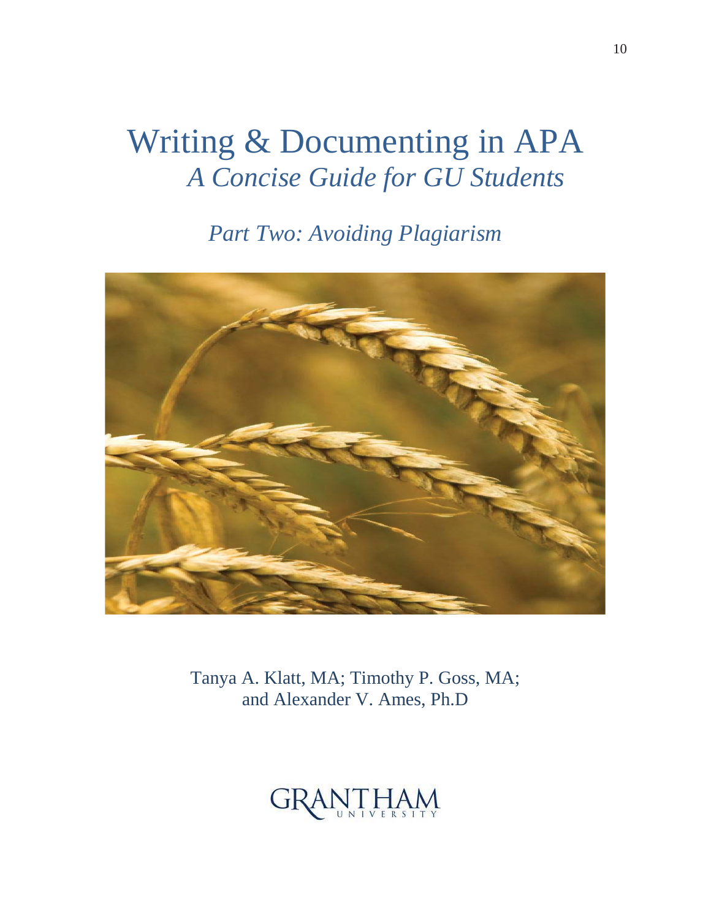# Writing & Documenting in APA

## *A Concise Guide for GU Students*

### *Part Two: Avoiding Plagiarism*

Tanya A. Klatt, MA; Timothy P. Goss, MA; and Alexander V. Ames, Ph.D

GRANTHAM UNIVERSITY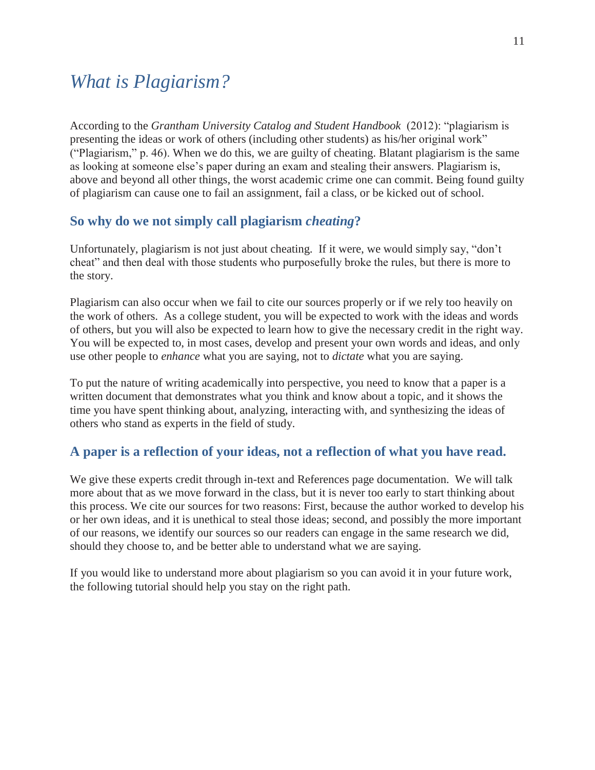# *What is Plagiarism?*

According to the *Grantham University Catalog and Student Handbook* (2012): "plagiarism is presenting the ideas or work of others (including other students) as his/her original work" ("Plagiarism," p. 46). When we do this, we are guilty of cheating. Blatant plagiarism is the same as looking at someone else's paper during an exam and stealing their answers. Plagiarism is, above and beyond all other things, the worst academic crime one can commit. Being found guilty of plagiarism can cause one to fail an assignment, fail a class, or be kicked out of school.

## So why do we not simply call plagiarism *cheating*?

Unfortunately, plagiarism is not just about cheating. If it were, we would simply say, "don't cheat" and then deal with those students who purposefully broke the rules, but there is more to the story.

Plagiarism can also occur when we fail to cite our sources properly or if we rely too heavily on the work of others. As a college student, you will be expected to work with the ideas and words of others, but you will also be expected to learn how to give the necessary credit in the right way. You will be expected to, in most cases, develop and present your own words and ideas, and only use other people to *enhance* what you are saying, not to *dictate* what you are saying.

To put the nature of writing academically into perspective, you need to know that a paper is a written document that demonstrates what you think and know about a topic, and it shows the time you have spent thinking about, analyzing, interacting with, and synthesizing the ideas of others who stand as experts in the field of study.

## A paper is a reflection of your ideas, not a reflection of what you have read.

We give these experts credit through in-text and References page documentation. We will talk more about that as we move forward in the class, but it is never too early to start thinking about this process. We cite our sources for two reasons: First, because the author worked to develop his or her own ideas, and it is unethical to steal those ideas; second, and possibly the more important of our reasons, we identify our sources so our readers can engage in the same research we did, should they choose to, and be better able to understand what we are saying.

If you would like to understand more about plagiarism so you can avoid it in your future work, the following tutorial should help you stay on the right path.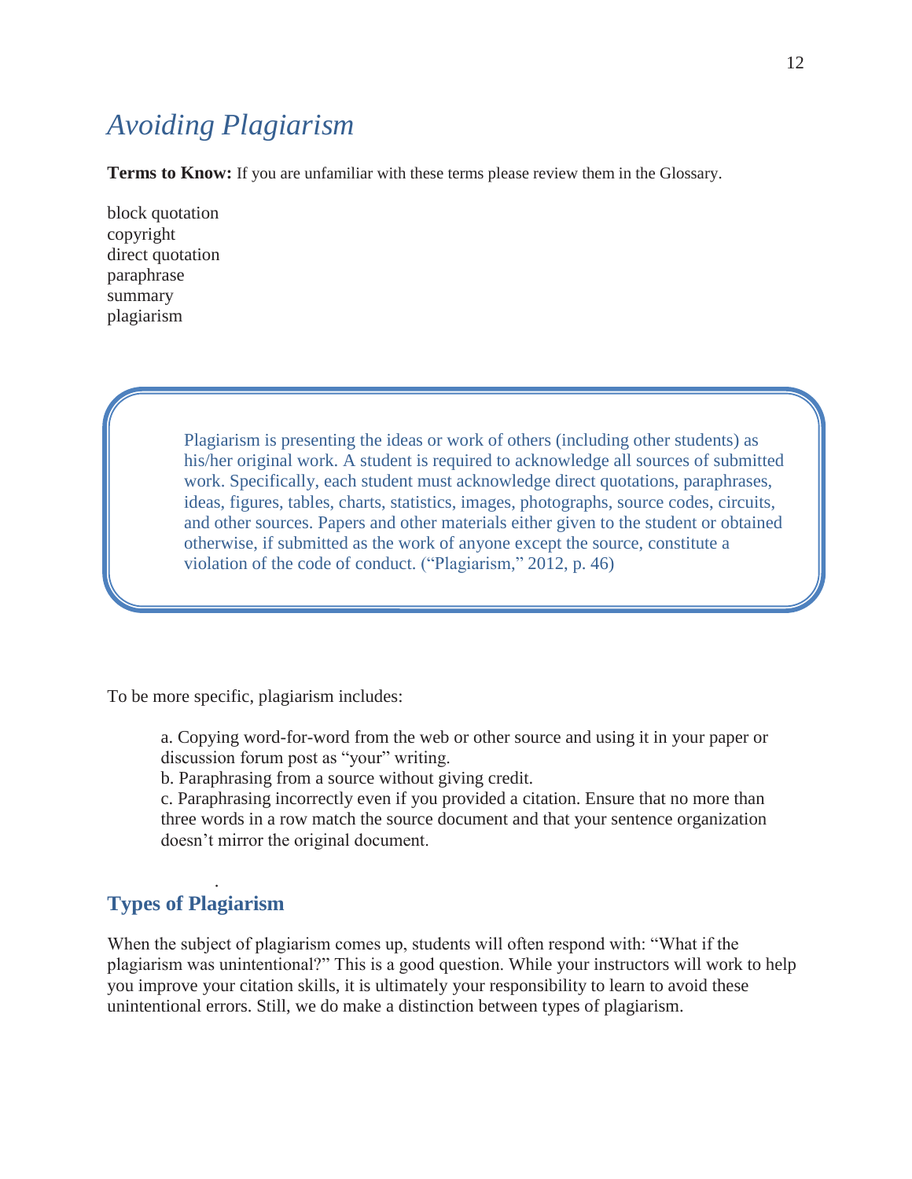# *Avoiding Plagiarism*

**Terms to Know:** If you are unfamiliar with these terms please review them in the Glossary.

block quotation
copyright
direct quotation
paraphrase
summary
plagiarism

> Plagiarism is presenting the ideas or work of others (including other students) as his/her original work. A student is required to acknowledge all sources of submitted work. Specifically, each student must acknowledge direct quotations, paraphrases, ideas, figures, tables, charts, statistics, images, photographs, source codes, circuits, and other sources. Papers and other materials either given to the student or obtained otherwise, if submitted as the work of anyone except the source, constitute a violation of the code of conduct. ("Plagiarism," 2012, p. 46)

To be more specific, plagiarism includes:

> a. Copying word-for-word from the web or other source and using it in your paper or discussion forum post as "your" writing.
> b. Paraphrasing from a source without giving credit.
> c. Paraphrasing incorrectly even if you provided a citation. Ensure that no more than three words in a row match the source document and that your sentence organization doesn't mirror the original document.

## Types of Plagiarism

When the subject of plagiarism comes up, students will often respond with: "What if the plagiarism was unintentional?" This is a good question. While your instructors will work to help you improve your citation skills, it is ultimately your responsibility to learn to avoid these unintentional errors. Still, we do make a distinction between types of plagiarism.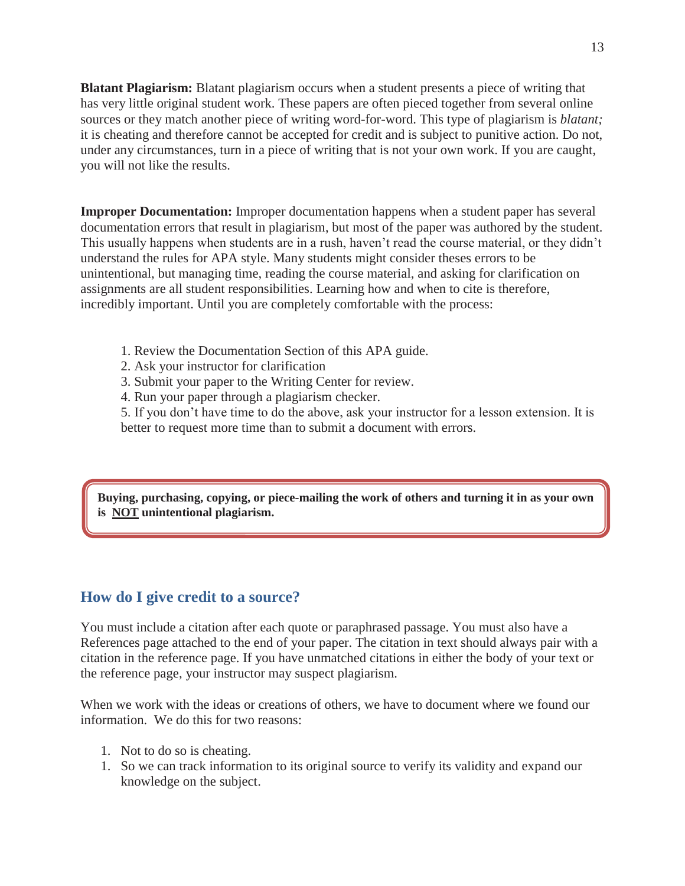**Blatant Plagiarism:** Blatant plagiarism occurs when a student presents a piece of writing that has very little original student work. These papers are often pieced together from several online sources or they match another piece of writing word-for-word. This type of plagiarism is *blatant;* it is cheating and therefore cannot be accepted for credit and is subject to punitive action. Do not, under any circumstances, turn in a piece of writing that is not your own work. If you are caught, you will not like the results.

**Improper Documentation:** Improper documentation happens when a student paper has several documentation errors that result in plagiarism, but most of the paper was authored by the student. This usually happens when students are in a rush, haven't read the course material, or they didn't understand the rules for APA style. Many students might consider theses errors to be unintentional, but managing time, reading the course material, and asking for clarification on assignments are all student responsibilities. Learning how and when to cite is therefore, incredibly important. Until you are completely comfortable with the process:

1. Review the Documentation Section of this APA guide.
2. Ask your instructor for clarification
3. Submit your paper to the Writing Center for review.
4. Run your paper through a plagiarism checker.
5. If you don't have time to do the above, ask your instructor for a lesson extension. It is better to request more time than to submit a document with errors.

> **Buying, purchasing, copying, or piece-mailing the work of others and turning it in as your own is <u>NOT</u> unintentional plagiarism.**

## How do I give credit to a source?

You must include a citation after each quote or paraphrased passage. You must also have a References page attached to the end of your paper. The citation in text should always pair with a citation in the reference page. If you have unmatched citations in either the body of your text or the reference page, your instructor may suspect plagiarism.

When we work with the ideas or creations of others, we have to document where we found our information. We do this for two reasons:

1. Not to do so is cheating.
1. So we can track information to its original source to verify its validity and expand our knowledge on the subject.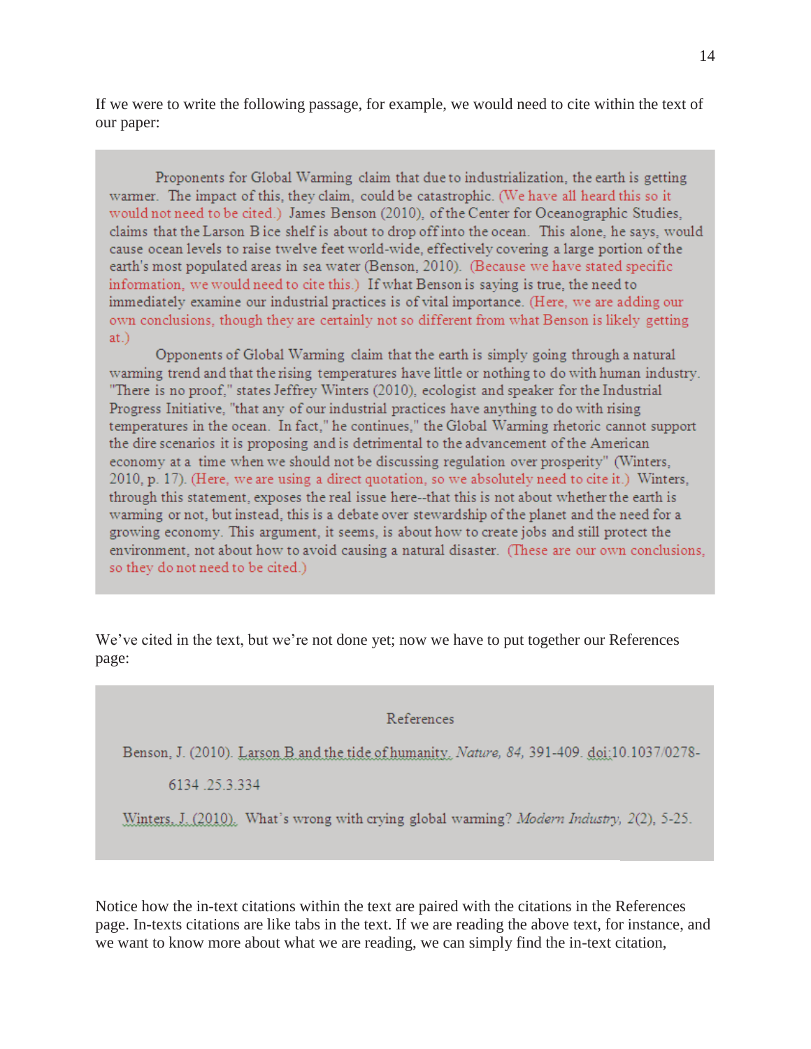If we were to write the following passage, for example, we would need to cite within the text of our paper:

> Proponents for Global Warming claim that due to industrialization, the earth is getting warmer. The impact of this, they claim, could be catastrophic. (We have all heard this so it would not need to be cited.) James Benson (2010), of the Center for Oceanographic Studies, claims that the Larson B ice shelf is about to drop off into the ocean. This alone, he says, would cause ocean levels to raise twelve feet world-wide, effectively covering a large portion of the earth's most populated areas in sea water (Benson, 2010). (Because we have stated specific information, we would need to cite this.) If what Benson is saying is true, the need to immediately examine our industrial practices is of vital importance. (Here, we are adding our own conclusions, though they are certainly not so different from what Benson is likely getting at.)
>
> Opponents of Global Warming claim that the earth is simply going through a natural warming trend and that the rising temperatures have little or nothing to do with human industry. "There is no proof," states Jeffrey Winters (2010), ecologist and speaker for the Industrial Progress Initiative, "that any of our industrial practices have anything to do with rising temperatures in the ocean. In fact," he continues," the Global Warming rhetoric cannot support the dire scenarios it is proposing and is detrimental to the advancement of the American economy at a time when we should not be discussing regulation over prosperity" (Winters, 2010, p. 17). (Here, we are using a direct quotation, so we absolutely need to cite it.) Winters, through this statement, exposes the real issue here--that this is not about whether the earth is warming or not, but instead, this is a debate over stewardship of the planet and the need for a growing economy. This argument, it seems, is about how to create jobs and still protect the environment, not about how to avoid causing a natural disaster. (These are our own conclusions, so they do not need to be cited.)

We've cited in the text, but we're not done yet; now we have to put together our References page:

> References
>
> Benson, J. (2010). Larson B and the tide of humanity. *Nature, 84*, 391-409. doi:10.1037/0278-6134 .25.3.334
>
> Winters, J. (2010). What's wrong with crying global warming? *Modern Industry, 2*(2), 5-25.

Notice how the in-text citations within the text are paired with the citations in the References page. In-texts citations are like tabs in the text. If we are reading the above text, for instance, and we want to know more about what we are reading, we can simply find the in-text citation,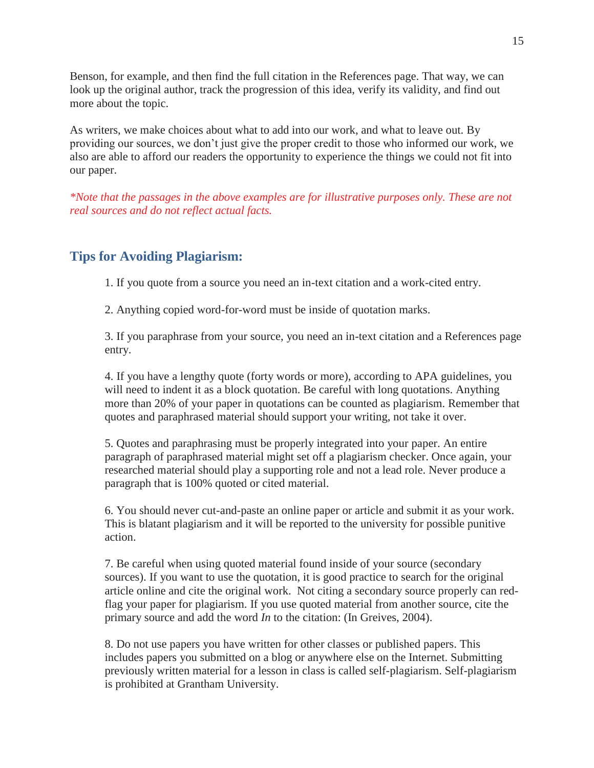Benson, for example, and then find the full citation in the References page. That way, we can look up the original author, track the progression of this idea, verify its validity, and find out more about the topic.

As writers, we make choices about what to add into our work, and what to leave out. By providing our sources, we don't just give the proper credit to those who informed our work, we also are able to afford our readers the opportunity to experience the things we could not fit into our paper.

*\*Note that the passages in the above examples are for illustrative purposes only. These are not real sources and do not reflect actual facts.*

## Tips for Avoiding Plagiarism:

1. If you quote from a source you need an in-text citation and a work-cited entry.

2. Anything copied word-for-word must be inside of quotation marks.

3. If you paraphrase from your source, you need an in-text citation and a References page entry.

4. If you have a lengthy quote (forty words or more), according to APA guidelines, you will need to indent it as a block quotation. Be careful with long quotations. Anything more than 20% of your paper in quotations can be counted as plagiarism. Remember that quotes and paraphrased material should support your writing, not take it over.

5. Quotes and paraphrasing must be properly integrated into your paper. An entire paragraph of paraphrased material might set off a plagiarism checker. Once again, your researched material should play a supporting role and not a lead role. Never produce a paragraph that is 100% quoted or cited material.

6. You should never cut-and-paste an online paper or article and submit it as your work. This is blatant plagiarism and it will be reported to the university for possible punitive action.

7. Be careful when using quoted material found inside of your source (secondary sources). If you want to use the quotation, it is good practice to search for the original article online and cite the original work. Not citing a secondary source properly can red-flag your paper for plagiarism. If you use quoted material from another source, cite the primary source and add the word *In* to the citation: (In Greives, 2004).

8. Do not use papers you have written for other classes or published papers. This includes papers you submitted on a blog or anywhere else on the Internet. Submitting previously written material for a lesson in class is called self-plagiarism. Self-plagiarism is prohibited at Grantham University.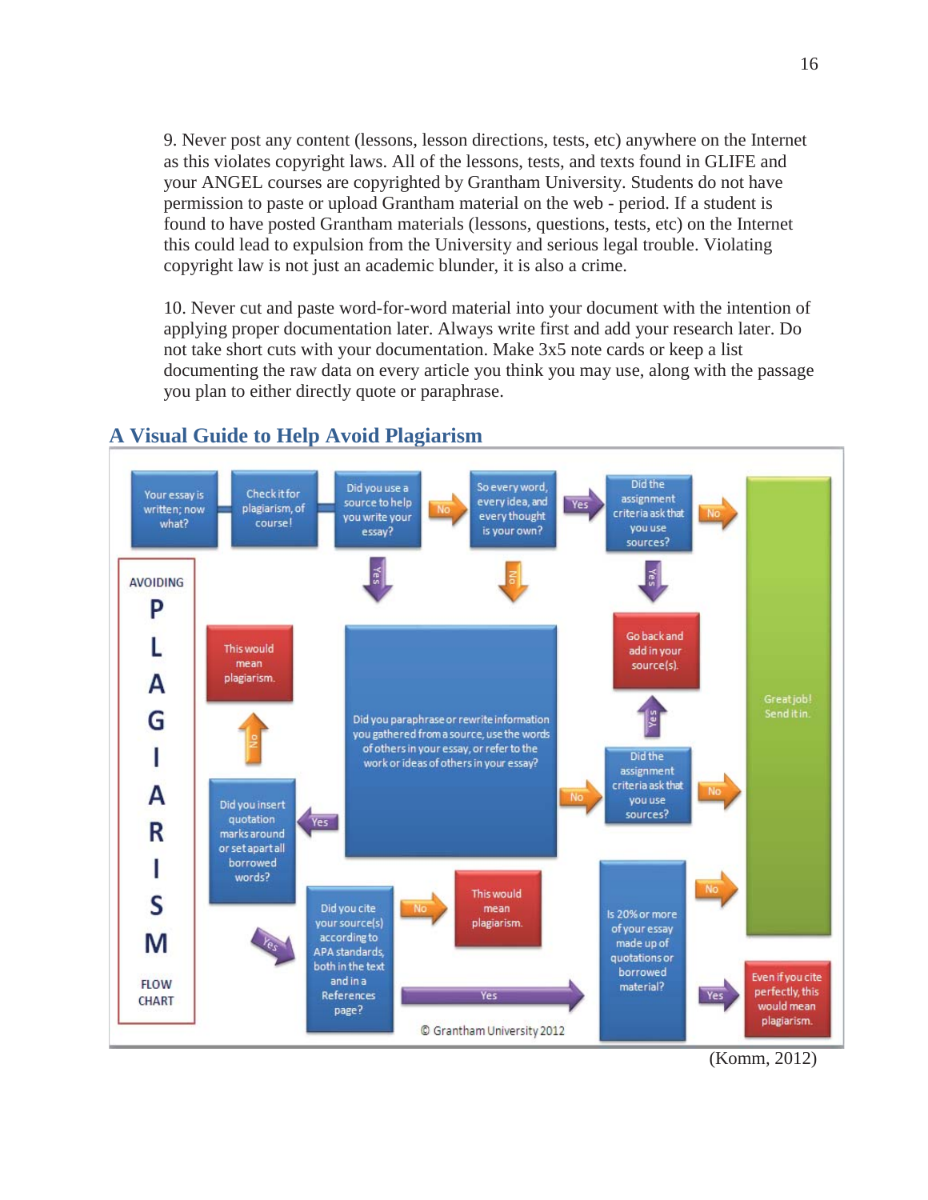9. Never post any content (lessons, lesson directions, tests, etc) anywhere on the Internet as this violates copyright laws. All of the lessons, tests, and texts found in GLIFE and your ANGEL courses are copyrighted by Grantham University. Students do not have permission to paste or upload Grantham material on the web - period. If a student is found to have posted Grantham materials (lessons, questions, tests, etc) on the Internet this could lead to expulsion from the University and serious legal trouble. Violating copyright law is not just an academic blunder, it is also a crime.

10. Never cut and paste word-for-word material into your document with the intention of applying proper documentation later. Always write first and add your research later. Do not take short cuts with your documentation. Make 3x5 note cards or keep a list documenting the raw data on every article you think you may use, along with the passage you plan to either directly quote or paraphrase.

## A Visual Guide to Help Avoid Plagiarism

AVOIDING PLAGIARISM FLOW CHART

- Your essay is written; now what? → Check it for plagiarism, of course! → Did you use a source to help you write your essay?
  - No → So every word, every idea, and every thought is your own?
    - Yes → Did the assignment criteria ask that you use sources?
      - No → Great job! Send it in.
      - Yes → Go back and add in your source(s).
    - No → Did you paraphrase or rewrite information you gathered from a source, use the words of others in your essay, or refer to the work or ideas of others in your essay?
  - Yes → Did you paraphrase or rewrite information you gathered from a source, use the words of others in your essay, or refer to the work or ideas of others in your essay?
    - No → Did the assignment criteria ask that you use sources?
      - No → Great job! Send it in.
      - Yes → Go back and add in your source(s).
    - Yes → Did you insert quotation marks around or set apart all borrowed words?
      - No → This would mean plagiarism.
      - Yes → Did you cite your source(s) according to APA standards, both in the text and in a References page?
        - No → This would mean plagiarism.
        - Yes → Is 20% or more of your essay made up of quotations or borrowed material?
          - No → Great job! Send it in.
          - Yes → Even if you cite perfectly, this would mean plagiarism.

© Grantham University 2012

(Komm, 2012)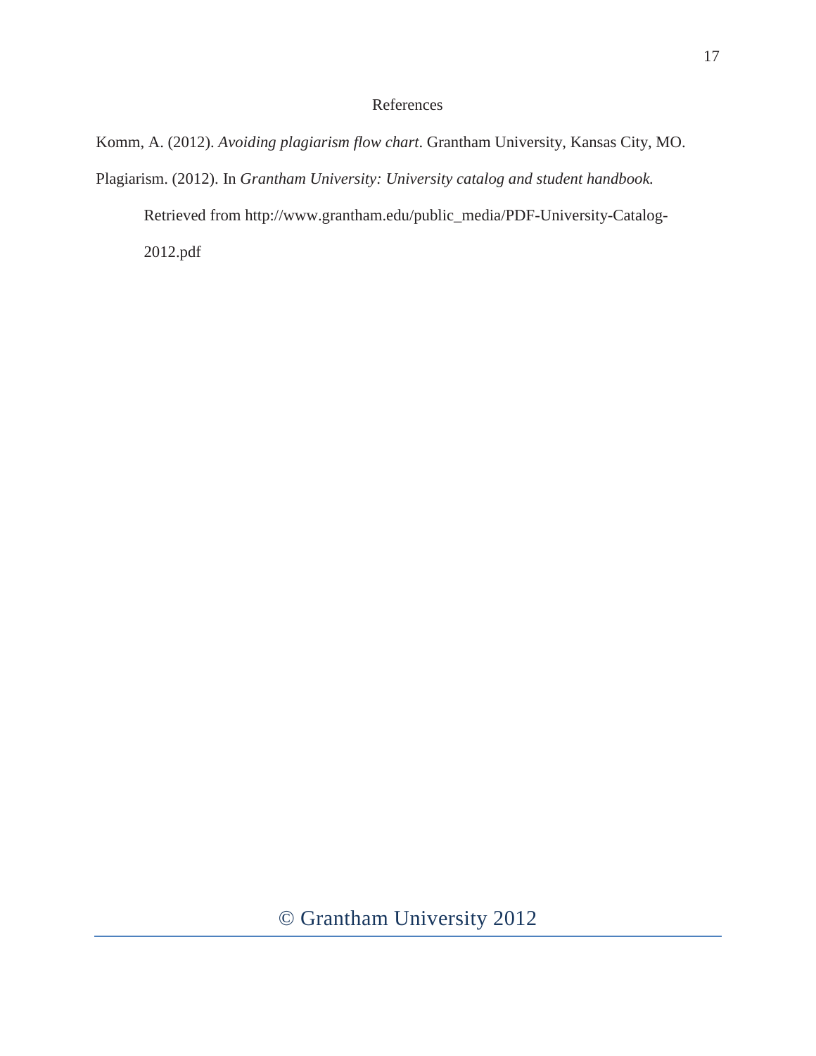# References

Komm, A. (2012). *Avoiding plagiarism flow chart*. Grantham University, Kansas City, MO.

Plagiarism. (2012). In *Grantham University: University catalog and student handbook.* Retrieved from http://www.grantham.edu/public_media/PDF-University-Catalog-2012.pdf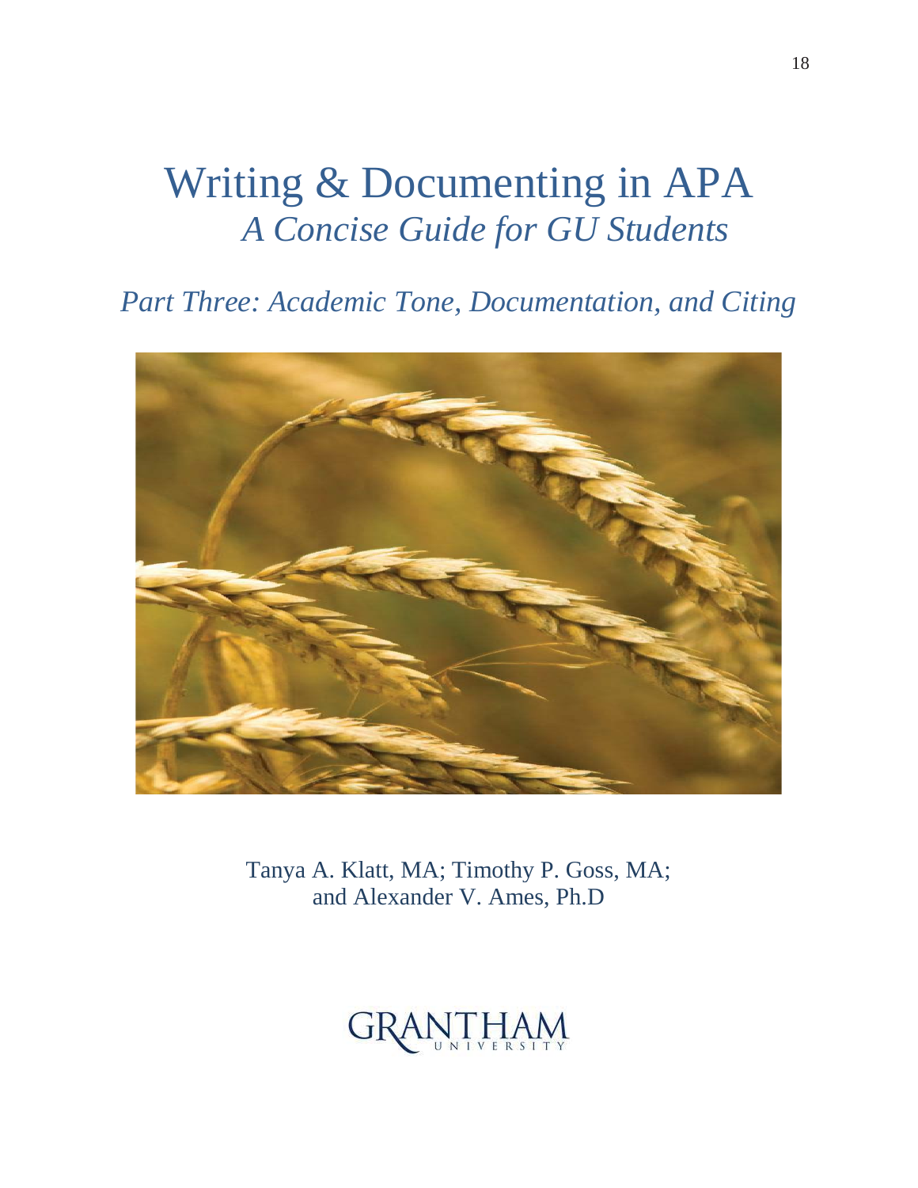# Writing & Documenting in APA

## *A Concise Guide for GU Students*

### *Part Three: Academic Tone, Documentation, and Citing*

Tanya A. Klatt, MA; Timothy P. Goss, MA; and Alexander V. Ames, Ph.D

GRANTHAM UNIVERSITY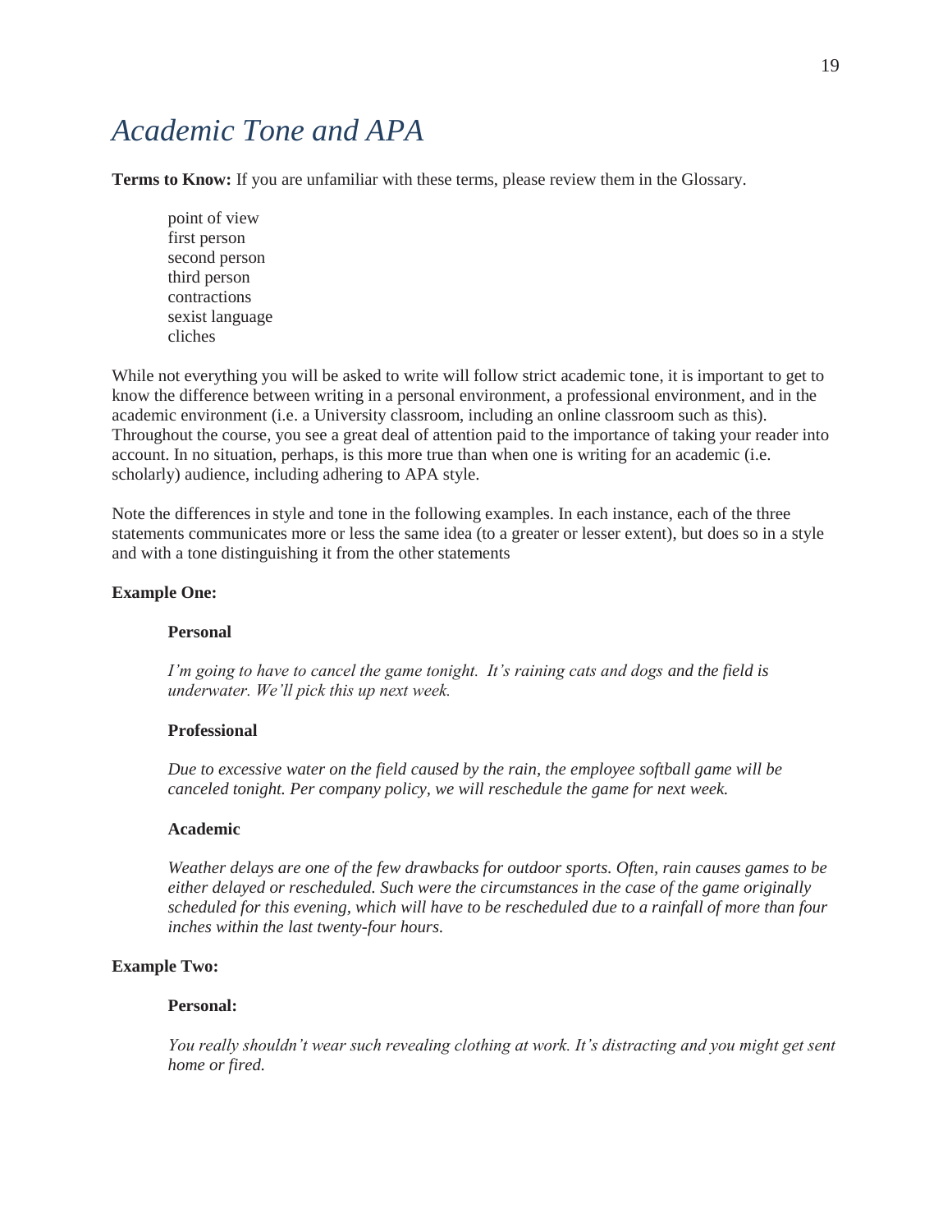# *Academic Tone and APA*

**Terms to Know:** If you are unfamiliar with these terms, please review them in the Glossary.

point of view
first person
second person
third person
contractions
sexist language
cliches

While not everything you will be asked to write will follow strict academic tone, it is important to get to know the difference between writing in a personal environment, a professional environment, and in the academic environment (i.e. a University classroom, including an online classroom such as this). Throughout the course, you see a great deal of attention paid to the importance of taking your reader into account. In no situation, perhaps, is this more true than when one is writing for an academic (i.e. scholarly) audience, including adhering to APA style.

Note the differences in style and tone in the following examples. In each instance, each of the three statements communicates more or less the same idea (to a greater or lesser extent), but does so in a style and with a tone distinguishing it from the other statements

**Example One:**

**Personal**

*I'm going to have to cancel the game tonight. It's raining cats and dogs and the field is underwater. We'll pick this up next week.*

**Professional**

*Due to excessive water on the field caused by the rain, the employee softball game will be canceled tonight. Per company policy, we will reschedule the game for next week.*

**Academic**

*Weather delays are one of the few drawbacks for outdoor sports. Often, rain causes games to be either delayed or rescheduled. Such were the circumstances in the case of the game originally scheduled for this evening, which will have to be rescheduled due to a rainfall of more than four inches within the last twenty-four hours.*

**Example Two:**

**Personal:**

*You really shouldn't wear such revealing clothing at work. It's distracting and you might get sent home or fired.*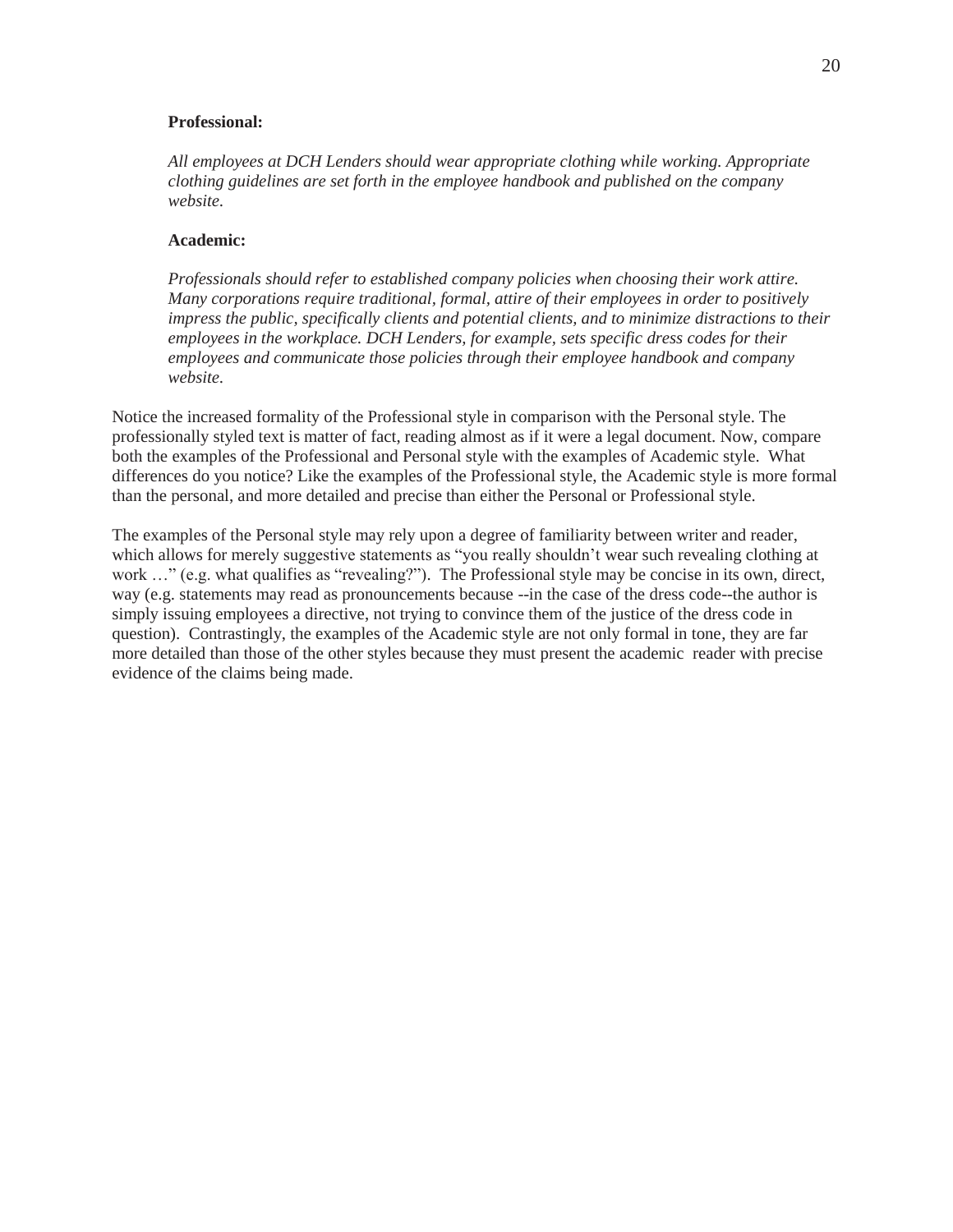**Professional:**

*All employees at DCH Lenders should wear appropriate clothing while working. Appropriate clothing guidelines are set forth in the employee handbook and published on the company website.*

**Academic:**

*Professionals should refer to established company policies when choosing their work attire. Many corporations require traditional, formal, attire of their employees in order to positively impress the public, specifically clients and potential clients, and to minimize distractions to their employees in the workplace. DCH Lenders, for example, sets specific dress codes for their employees and communicate those policies through their employee handbook and company website.*

Notice the increased formality of the Professional style in comparison with the Personal style. The professionally styled text is matter of fact, reading almost as if it were a legal document. Now, compare both the examples of the Professional and Personal style with the examples of Academic style. What differences do you notice? Like the examples of the Professional style, the Academic style is more formal than the personal, and more detailed and precise than either the Personal or Professional style.

The examples of the Personal style may rely upon a degree of familiarity between writer and reader, which allows for merely suggestive statements as "you really shouldn't wear such revealing clothing at work …" (e.g. what qualifies as "revealing?"). The Professional style may be concise in its own, direct, way (e.g. statements may read as pronouncements because --in the case of the dress code--the author is simply issuing employees a directive, not trying to convince them of the justice of the dress code in question). Contrastingly, the examples of the Academic style are not only formal in tone, they are far more detailed than those of the other styles because they must present the academic reader with precise evidence of the claims being made.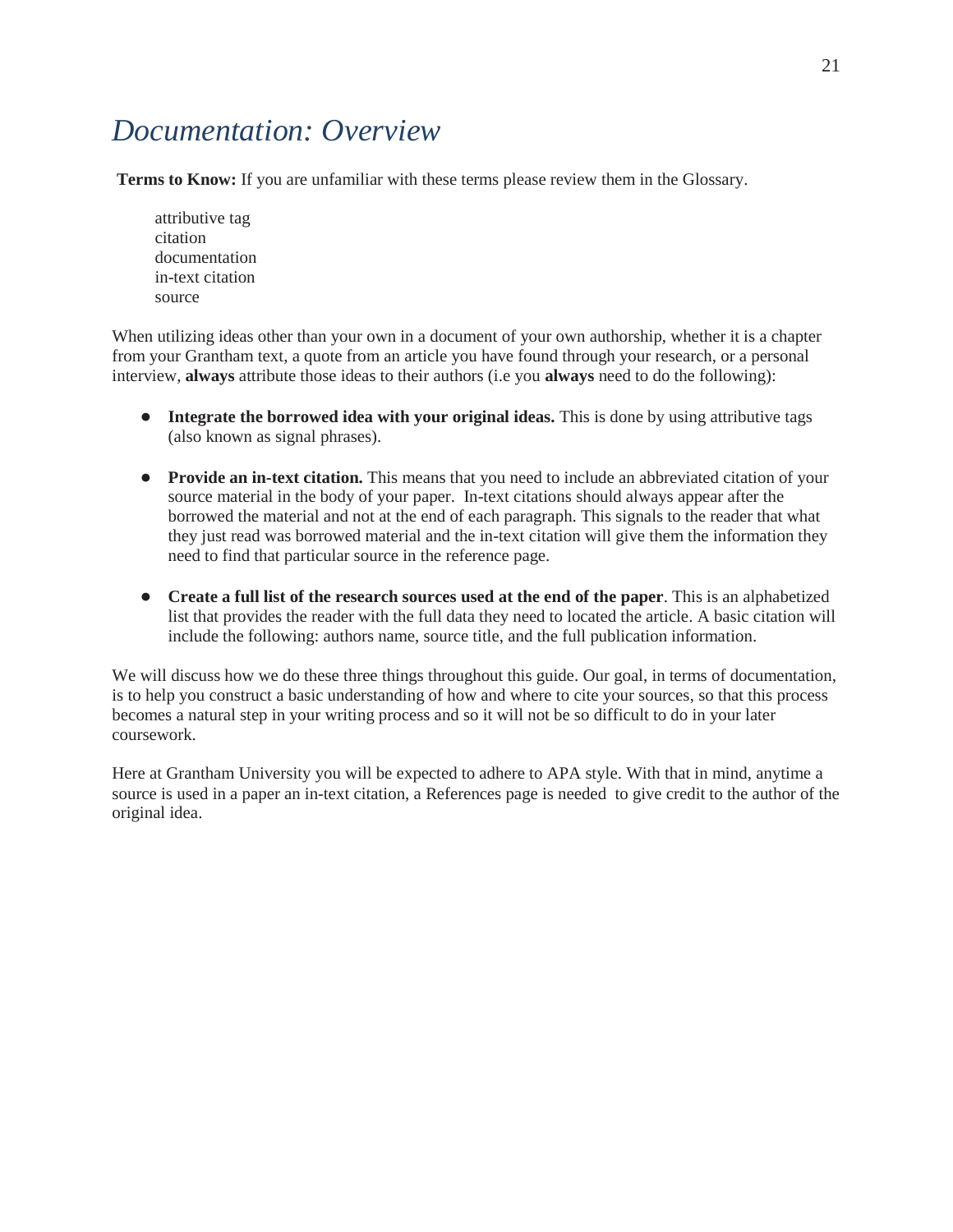# *Documentation: Overview*

**Terms to Know:** If you are unfamiliar with these terms please review them in the Glossary.

attributive tag
citation
documentation
in-text citation
source

When utilizing ideas other than your own in a document of your own authorship, whether it is a chapter from your Grantham text, a quote from an article you have found through your research, or a personal interview, **always** attribute those ideas to their authors (i.e you **always** need to do the following):

- **Integrate the borrowed idea with your original ideas.** This is done by using attributive tags (also known as signal phrases).

- **Provide an in-text citation.** This means that you need to include an abbreviated citation of your source material in the body of your paper. In-text citations should always appear after the borrowed the material and not at the end of each paragraph. This signals to the reader that what they just read was borrowed material and the in-text citation will give them the information they need to find that particular source in the reference page.

- **Create a full list of the research sources used at the end of the paper**. This is an alphabetized list that provides the reader with the full data they need to located the article. A basic citation will include the following: authors name, source title, and the full publication information.

We will discuss how we do these three things throughout this guide. Our goal, in terms of documentation, is to help you construct a basic understanding of how and where to cite your sources, so that this process becomes a natural step in your writing process and so it will not be so difficult to do in your later coursework.

Here at Grantham University you will be expected to adhere to APA style. With that in mind, anytime a source is used in a paper an in-text citation, a References page is needed to give credit to the author of the original idea.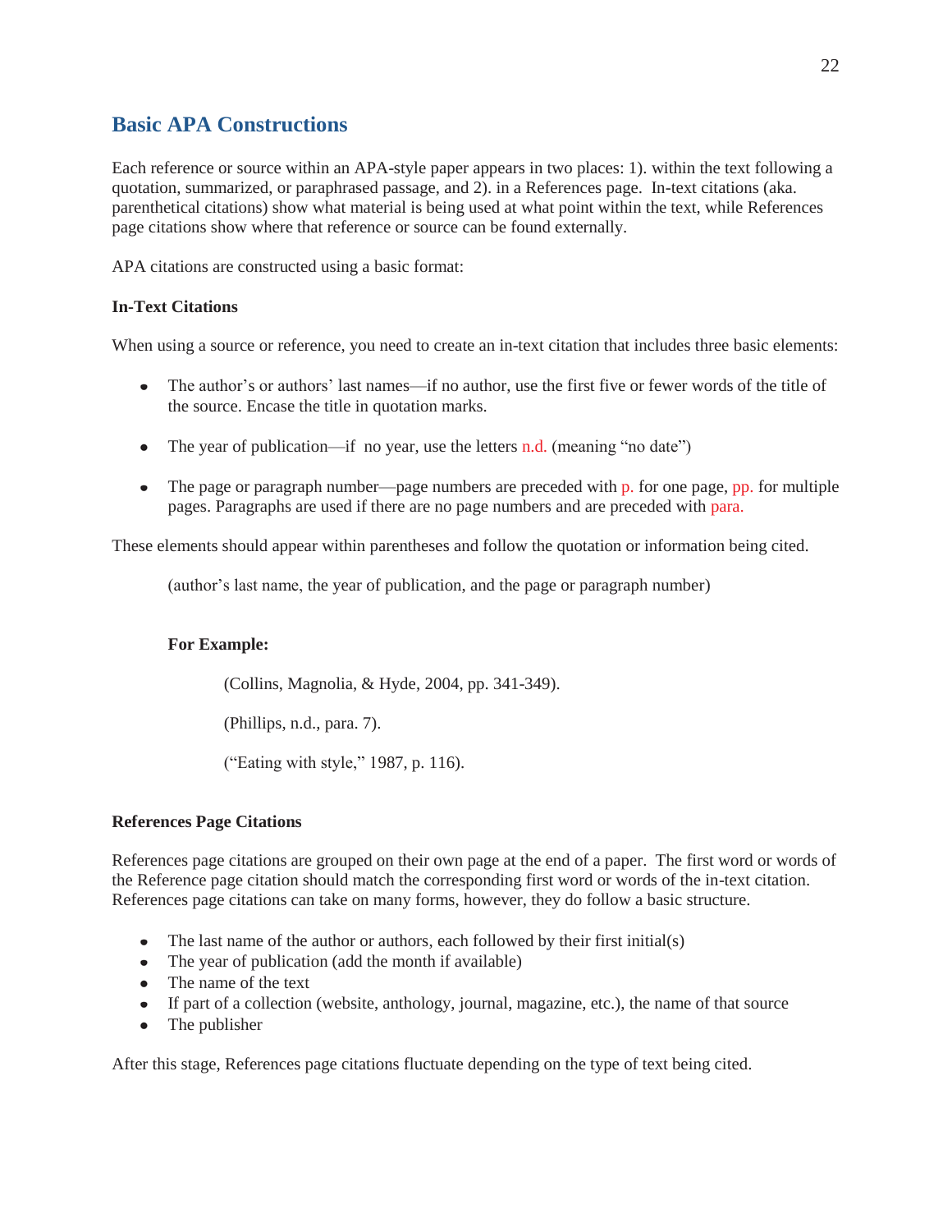## Basic APA Constructions

Each reference or source within an APA-style paper appears in two places: 1). within the text following a quotation, summarized, or paraphrased passage, and 2). in a References page. In-text citations (aka. parenthetical citations) show what material is being used at what point within the text, while References page citations show where that reference or source can be found externally.

APA citations are constructed using a basic format:

**In-Text Citations**

When using a source or reference, you need to create an in-text citation that includes three basic elements:

- The author's or authors' last names—if no author, use the first five or fewer words of the title of the source. Encase the title in quotation marks.
- The year of publication—if no year, use the letters n.d. (meaning "no date")
- The page or paragraph number—page numbers are preceded with p. for one page, pp. for multiple pages. Paragraphs are used if there are no page numbers and are preceded with para.

These elements should appear within parentheses and follow the quotation or information being cited.

(author's last name, the year of publication, and the page or paragraph number)

**For Example:**

(Collins, Magnolia, & Hyde, 2004, pp. 341-349).

(Phillips, n.d., para. 7).

("Eating with style," 1987, p. 116).

**References Page Citations**

References page citations are grouped on their own page at the end of a paper. The first word or words of the Reference page citation should match the corresponding first word or words of the in-text citation. References page citations can take on many forms, however, they do follow a basic structure.

- The last name of the author or authors, each followed by their first initial(s)
- The year of publication (add the month if available)
- The name of the text
- If part of a collection (website, anthology, journal, magazine, etc.), the name of that source
- The publisher

After this stage, References page citations fluctuate depending on the type of text being cited.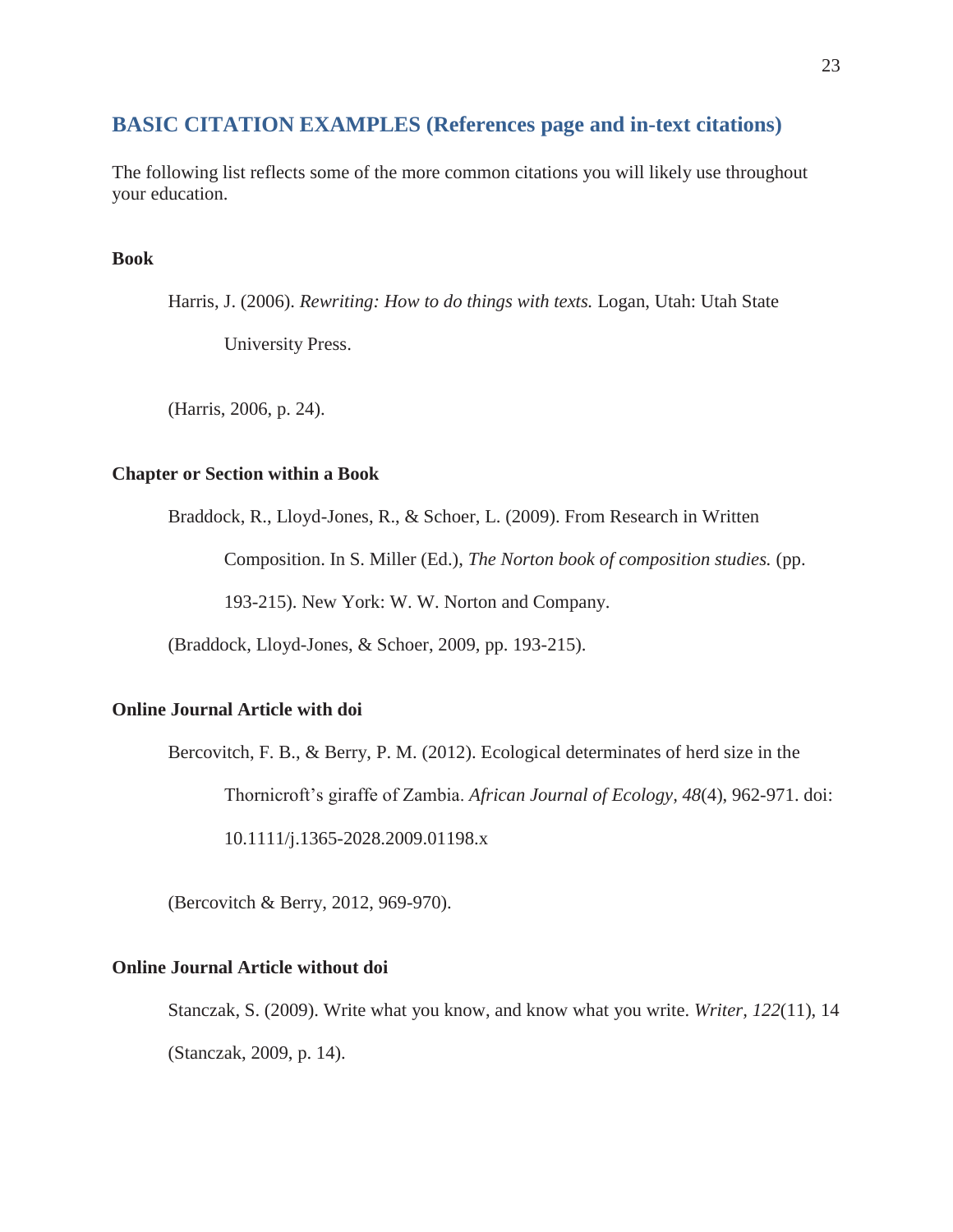## BASIC CITATION EXAMPLES (References page and in-text citations)

The following list reflects some of the more common citations you will likely use throughout your education.

**Book**

Harris, J. (2006). *Rewriting: How to do things with texts.* Logan, Utah: Utah State University Press.

(Harris, 2006, p. 24).

**Chapter or Section within a Book**

Braddock, R., Lloyd-Jones, R., & Schoer, L. (2009). From Research in Written Composition. In S. Miller (Ed.), *The Norton book of composition studies.* (pp. 193-215). New York: W. W. Norton and Company.

(Braddock, Lloyd-Jones, & Schoer, 2009, pp. 193-215).

**Online Journal Article with doi**

Bercovitch, F. B., & Berry, P. M. (2012). Ecological determinates of herd size in the Thornicroft's giraffe of Zambia. *African Journal of Ecology*, *48*(4), 962-971. doi: 10.1111/j.1365-2028.2009.01198.x

(Bercovitch & Berry, 2012, 969-970).

**Online Journal Article without doi**

Stanczak, S. (2009). Write what you know, and know what you write. *Writer, 122*(11), 14

(Stanczak, 2009, p. 14).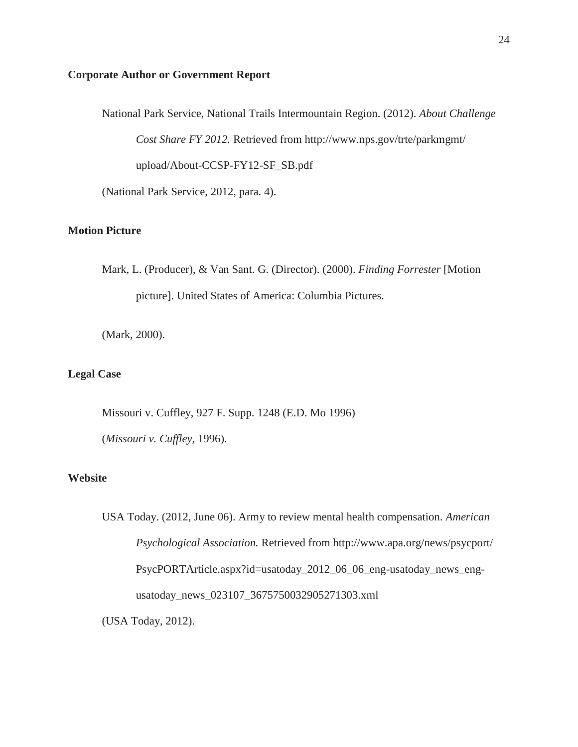**Corporate Author or Government Report**

National Park Service, National Trails Intermountain Region. (2012). *About Challenge Cost Share FY 2012.* Retrieved from http://www.nps.gov/trte/parkmgmt/upload/About-CCSP-FY12-SF_SB.pdf

(National Park Service, 2012, para. 4).

**Motion Picture**

Mark, L. (Producer), & Van Sant. G. (Director). (2000). *Finding Forrester* [Motion picture]. United States of America: Columbia Pictures.

(Mark, 2000).

**Legal Case**

Missouri v. Cuffley, 927 F. Supp. 1248 (E.D. Mo 1996)

(*Missouri v. Cuffley*, 1996).

**Website**

USA Today. (2012, June 06). Army to review mental health compensation. *American Psychological Association.* Retrieved from http://www.apa.org/news/psycport/PsycPORTArticle.aspx?id=usatoday_2012_06_06_eng-usatoday_news_eng-usatoday_news_023107_3675750032905271303.xml

(USA Today, 2012).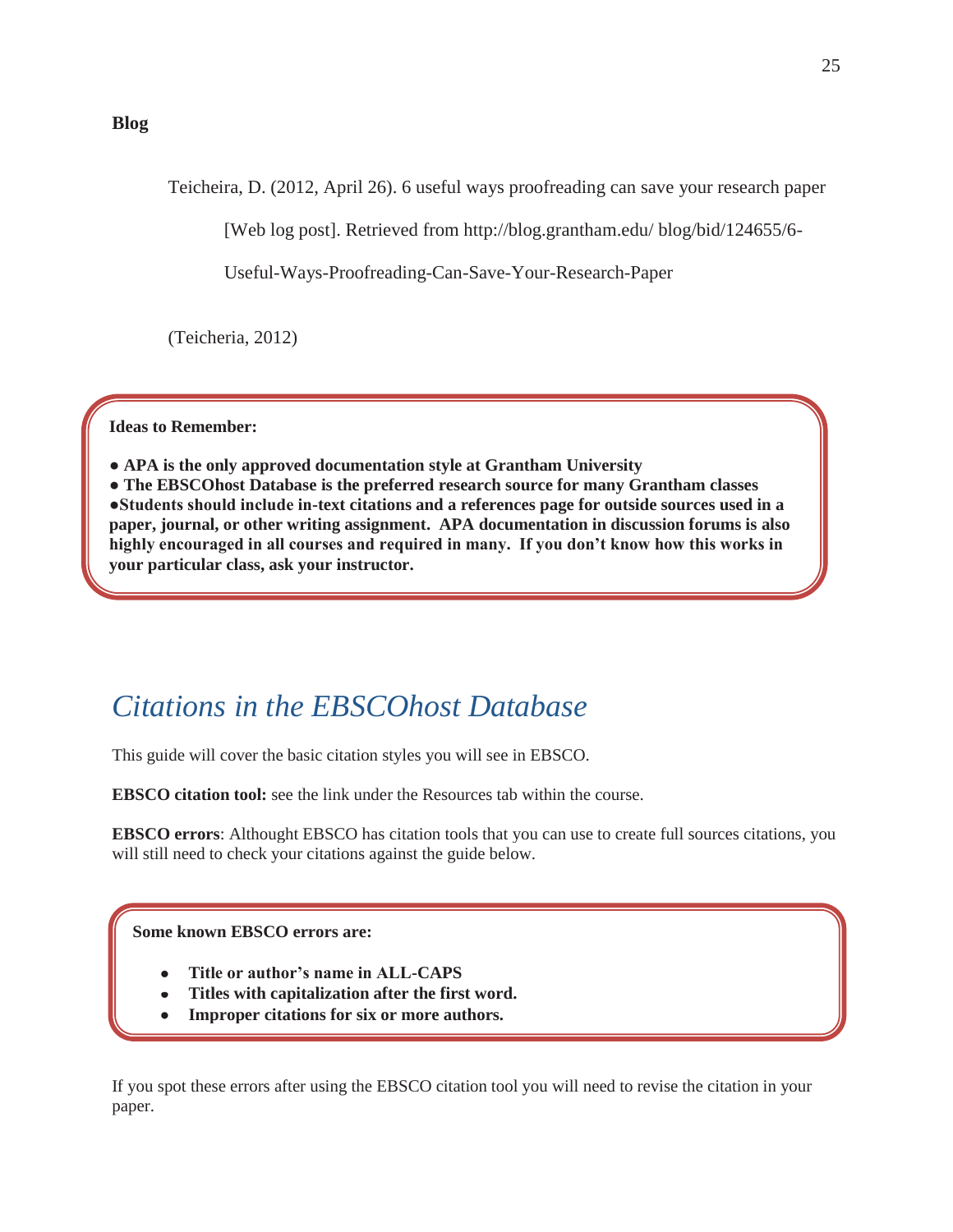**Blog**

Teicheira, D. (2012, April 26). 6 useful ways proofreading can save your research paper [Web log post]. Retrieved from http://blog.grantham.edu/ blog/bid/124655/6-Useful-Ways-Proofreading-Can-Save-Your-Research-Paper

(Teicheria, 2012)

**Ideas to Remember:**

**● APA is the only approved documentation style at Grantham University**
**● The EBSCOhost Database is the preferred research source for many Grantham classes**
**●Students should include in-text citations and a references page for outside sources used in a paper, journal, or other writing assignment. APA documentation in discussion forums is also highly encouraged in all courses and required in many. If you don't know how this works in your particular class, ask your instructor.**

## *Citations in the EBSCOhost Database*

This guide will cover the basic citation styles you will see in EBSCO.

**EBSCO citation tool:** see the link under the Resources tab within the course.

**EBSCO errors**: Althought EBSCO has citation tools that you can use to create full sources citations, you will still need to check your citations against the guide below.

**Some known EBSCO errors are:**

- **Title or author's name in ALL-CAPS**
- **Titles with capitalization after the first word.**
- **Improper citations for six or more authors.**

If you spot these errors after using the EBSCO citation tool you will need to revise the citation in your paper.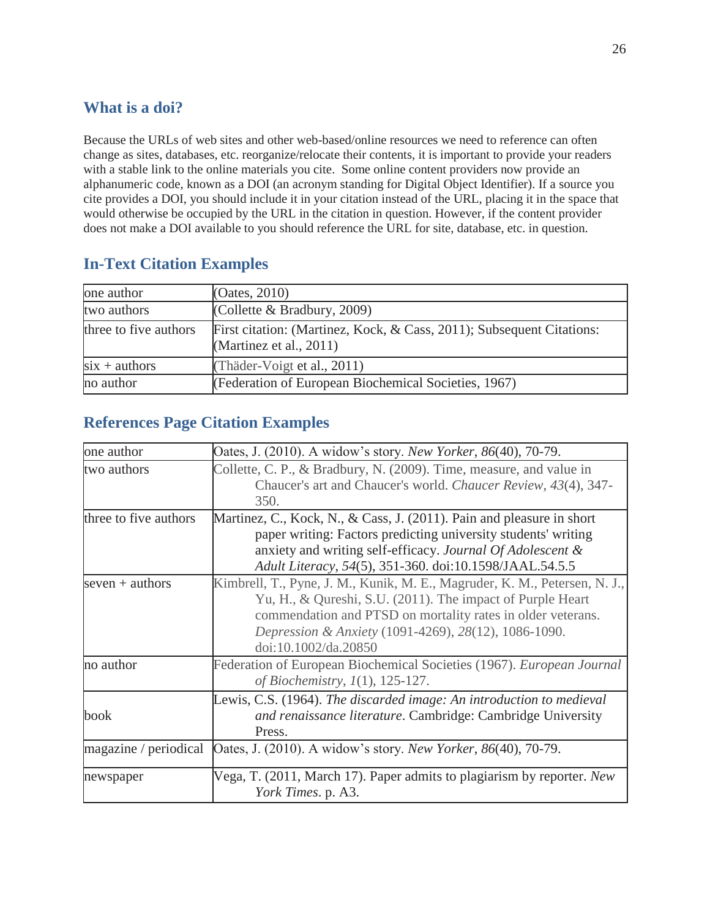## What is a doi?

Because the URLs of web sites and other web-based/online resources we need to reference can often change as sites, databases, etc. reorganize/relocate their contents, it is important to provide your readers with a stable link to the online materials you cite. Some online content providers now provide an alphanumeric code, known as a DOI (an acronym standing for Digital Object Identifier). If a source you cite provides a DOI, you should include it in your citation instead of the URL, placing it in the space that would otherwise be occupied by the URL in the citation in question. However, if the content provider does not make a DOI available to you should reference the URL for site, database, etc. in question.

## In-Text Citation Examples

| | |
|---|---|
| one author | (Oates, 2010) |
| two authors | (Collette & Bradbury, 2009) |
| three to five authors | First citation: (Martinez, Kock, & Cass, 2011); Subsequent Citations: (Martinez et al., 2011) |
| six + authors | (Thäder-Voigt et al., 2011) |
| no author | (Federation of European Biochemical Societies, 1967) |

## References Page Citation Examples

| | |
|---|---|
| one author | Oates, J. (2010). A widow's story. *New Yorker*, *86*(40), 70-79. |
| two authors | Collette, C. P., & Bradbury, N. (2009). Time, measure, and value in Chaucer's art and Chaucer's world. *Chaucer Review*, *43*(4), 347-350. |
| three to five authors | Martinez, C., Kock, N., & Cass, J. (2011). Pain and pleasure in short paper writing: Factors predicting university students' writing anxiety and writing self-efficacy. *Journal Of Adolescent & Adult Literacy*, *54*(5), 351-360. doi:10.1598/JAAL.54.5.5 |
| seven + authors | Kimbrell, T., Pyne, J. M., Kunik, M. E., Magruder, K. M., Petersen, N. J., Yu, H., & Qureshi, S.U. (2011). The impact of Purple Heart commendation and PTSD on mortality rates in older veterans. *Depression & Anxiety* (1091-4269), *28*(12), 1086-1090. doi:10.1002/da.20850 |
| no author | Federation of European Biochemical Societies (1967). *European Journal of Biochemistry*, *1*(1), 125-127. |
| book | Lewis, C.S. (1964). *The discarded image: An introduction to medieval and renaissance literature*. Cambridge: Cambridge University Press. |
| magazine / periodical | Oates, J. (2010). A widow's story. *New Yorker*, *86*(40), 70-79. |
| newspaper | Vega, T. (2011, March 17). Paper admits to plagiarism by reporter. *New York Times*. p. A3. |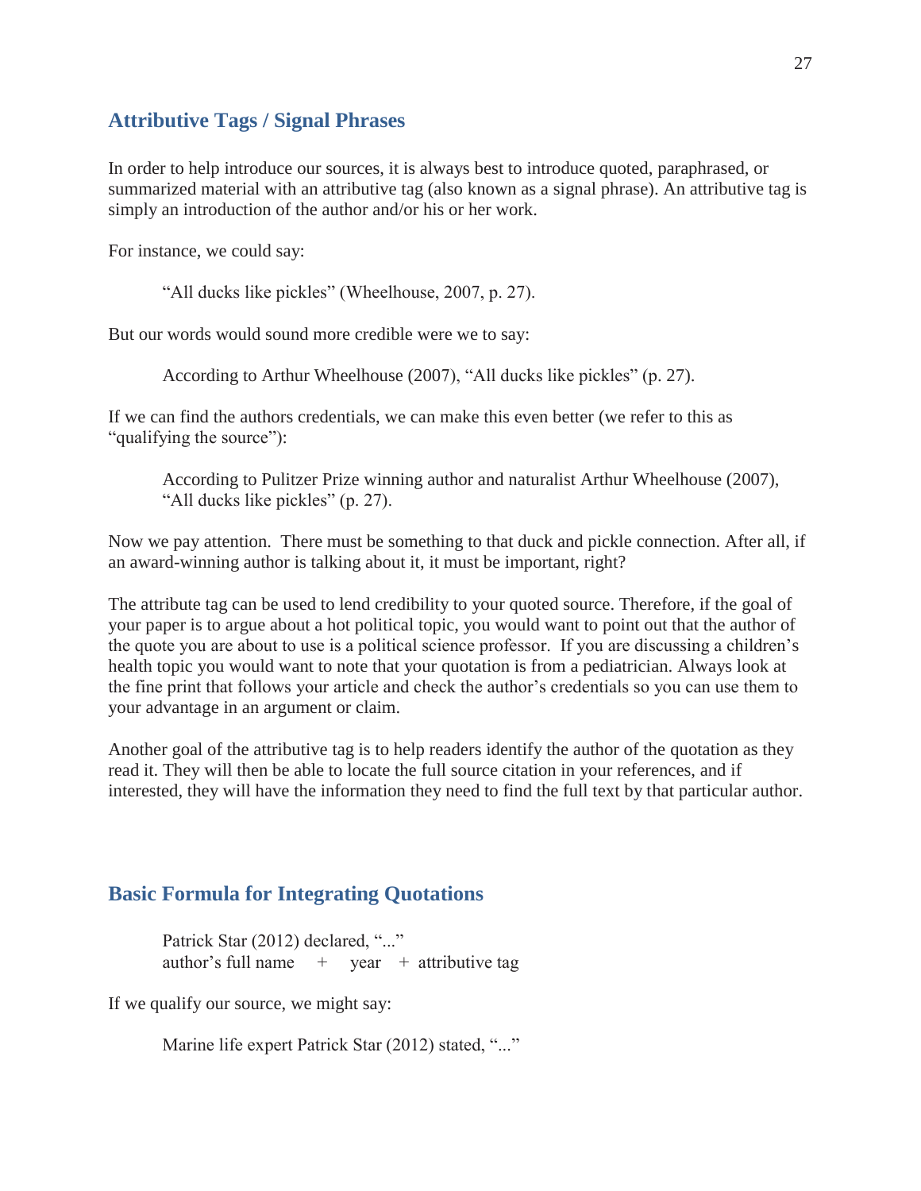## Attributive Tags / Signal Phrases

In order to help introduce our sources, it is always best to introduce quoted, paraphrased, or summarized material with an attributive tag (also known as a signal phrase). An attributive tag is simply an introduction of the author and/or his or her work.

For instance, we could say:

> "All ducks like pickles" (Wheelhouse, 2007, p. 27).

But our words would sound more credible were we to say:

> According to Arthur Wheelhouse (2007), "All ducks like pickles" (p. 27).

If we can find the authors credentials, we can make this even better (we refer to this as "qualifying the source"):

> According to Pulitzer Prize winning author and naturalist Arthur Wheelhouse (2007), "All ducks like pickles" (p. 27).

Now we pay attention. There must be something to that duck and pickle connection. After all, if an award-winning author is talking about it, it must be important, right?

The attribute tag can be used to lend credibility to your quoted source. Therefore, if the goal of your paper is to argue about a hot political topic, you would want to point out that the author of the quote you are about to use is a political science professor. If you are discussing a children's health topic you would want to note that your quotation is from a pediatrician. Always look at the fine print that follows your article and check the author's credentials so you can use them to your advantage in an argument or claim.

Another goal of the attributive tag is to help readers identify the author of the quotation as they read it. They will then be able to locate the full source citation in your references, and if interested, they will have the information they need to find the full text by that particular author.

## Basic Formula for Integrating Quotations

> Patrick Star (2012) declared, "..."
> author's full name + year + attributive tag

If we qualify our source, we might say:

> Marine life expert Patrick Star (2012) stated, "..."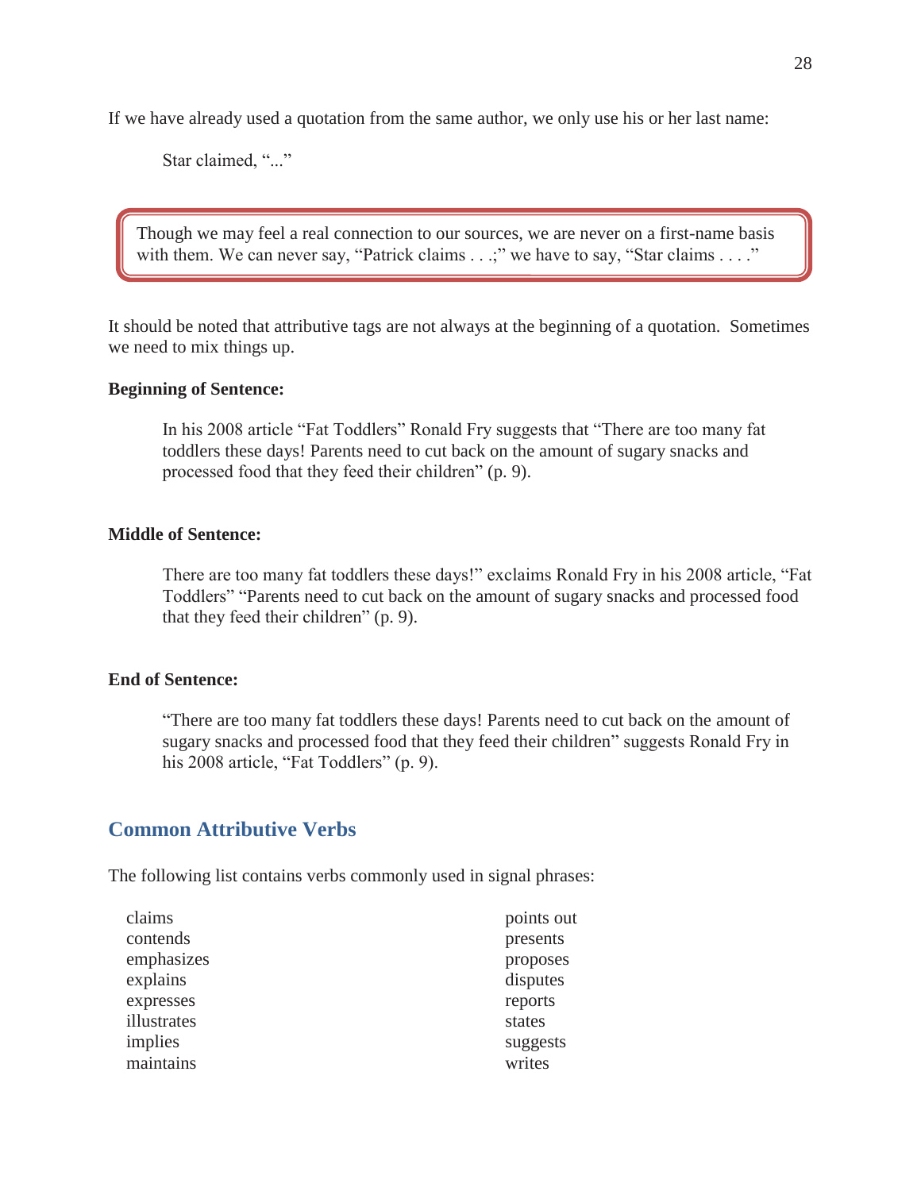If we have already used a quotation from the same author, we only use his or her last name:

> Star claimed, "..."

> Though we may feel a real connection to our sources, we are never on a first-name basis with them. We can never say, "Patrick claims . . .;" we have to say, "Star claims . . . ."

It should be noted that attributive tags are not always at the beginning of a quotation. Sometimes we need to mix things up.

**Beginning of Sentence:**

> In his 2008 article "Fat Toddlers" Ronald Fry suggests that "There are too many fat toddlers these days! Parents need to cut back on the amount of sugary snacks and processed food that they feed their children" (p. 9).

**Middle of Sentence:**

> There are too many fat toddlers these days!" exclaims Ronald Fry in his 2008 article, "Fat Toddlers" "Parents need to cut back on the amount of sugary snacks and processed food that they feed their children" (p. 9).

**End of Sentence:**

> "There are too many fat toddlers these days! Parents need to cut back on the amount of sugary snacks and processed food that they feed their children" suggests Ronald Fry in his 2008 article, "Fat Toddlers" (p. 9).

## Common Attributive Verbs

The following list contains verbs commonly used in signal phrases:

claims
contends
emphasizes
explains
expresses
illustrates
implies
maintains
points out
presents
proposes
disputes
reports
states
suggests
writes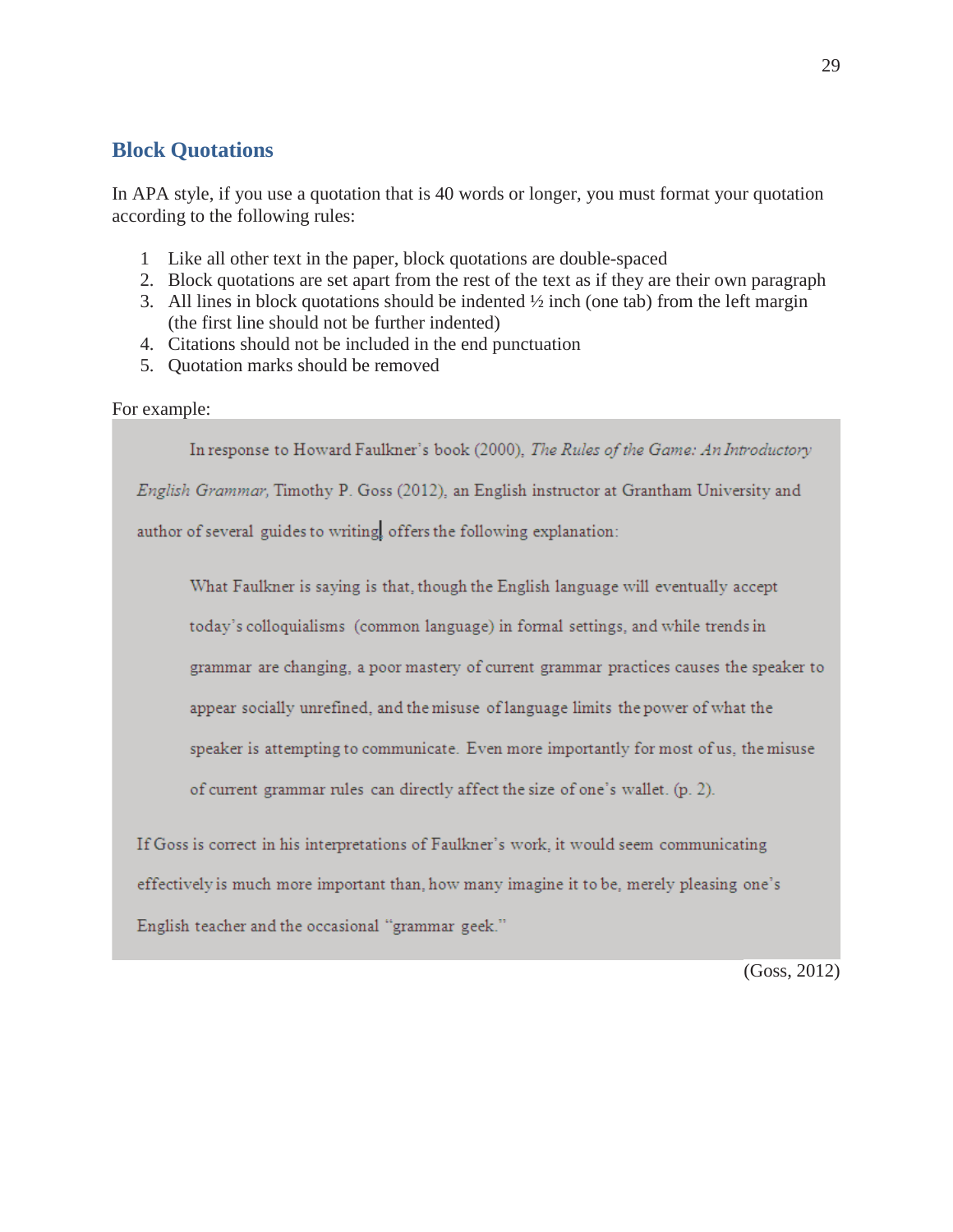## Block Quotations

In APA style, if you use a quotation that is 40 words or longer, you must format your quotation according to the following rules:

1. Like all other text in the paper, block quotations are double-spaced
2. Block quotations are set apart from the rest of the text as if they are their own paragraph
3. All lines in block quotations should be indented ½ inch (one tab) from the left margin (the first line should not be further indented)
4. Citations should not be included in the end punctuation
5. Quotation marks should be removed

For example:

In response to Howard Faulkner's book (2000), *The Rules of the Game: An Introductory English Grammar,* Timothy P. Goss (2012), an English instructor at Grantham University and author of several guides to writing, offers the following explanation:

> What Faulkner is saying is that, though the English language will eventually accept today's colloquialisms (common language) in formal settings, and while trends in grammar are changing, a poor mastery of current grammar practices causes the speaker to appear socially unrefined, and the misuse of language limits the power of what the speaker is attempting to communicate. Even more importantly for most of us, the misuse of current grammar rules can directly affect the size of one's wallet. (p. 2).

If Goss is correct in his interpretations of Faulkner's work, it would seem communicating effectively is much more important than, how many imagine it to be, merely pleasing one's English teacher and the occasional "grammar geek."

(Goss, 2012)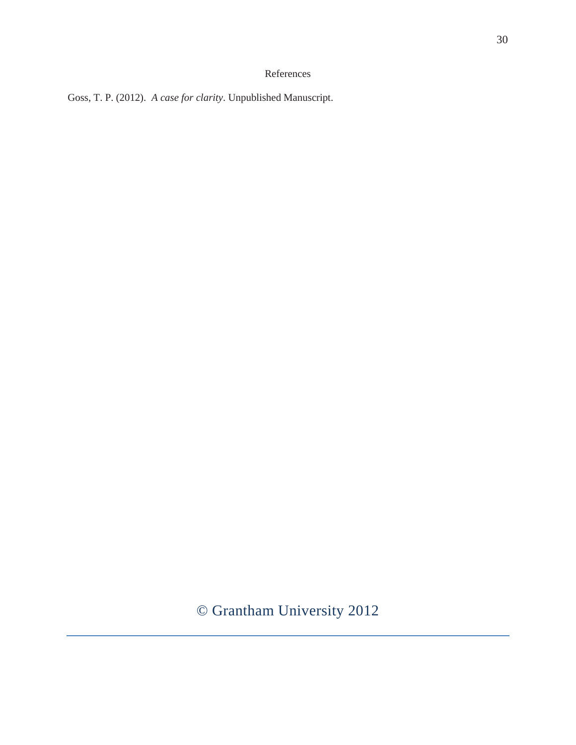# References

Goss, T. P. (2012). *A case for clarity*. Unpublished Manuscript.

© Grantham University 2012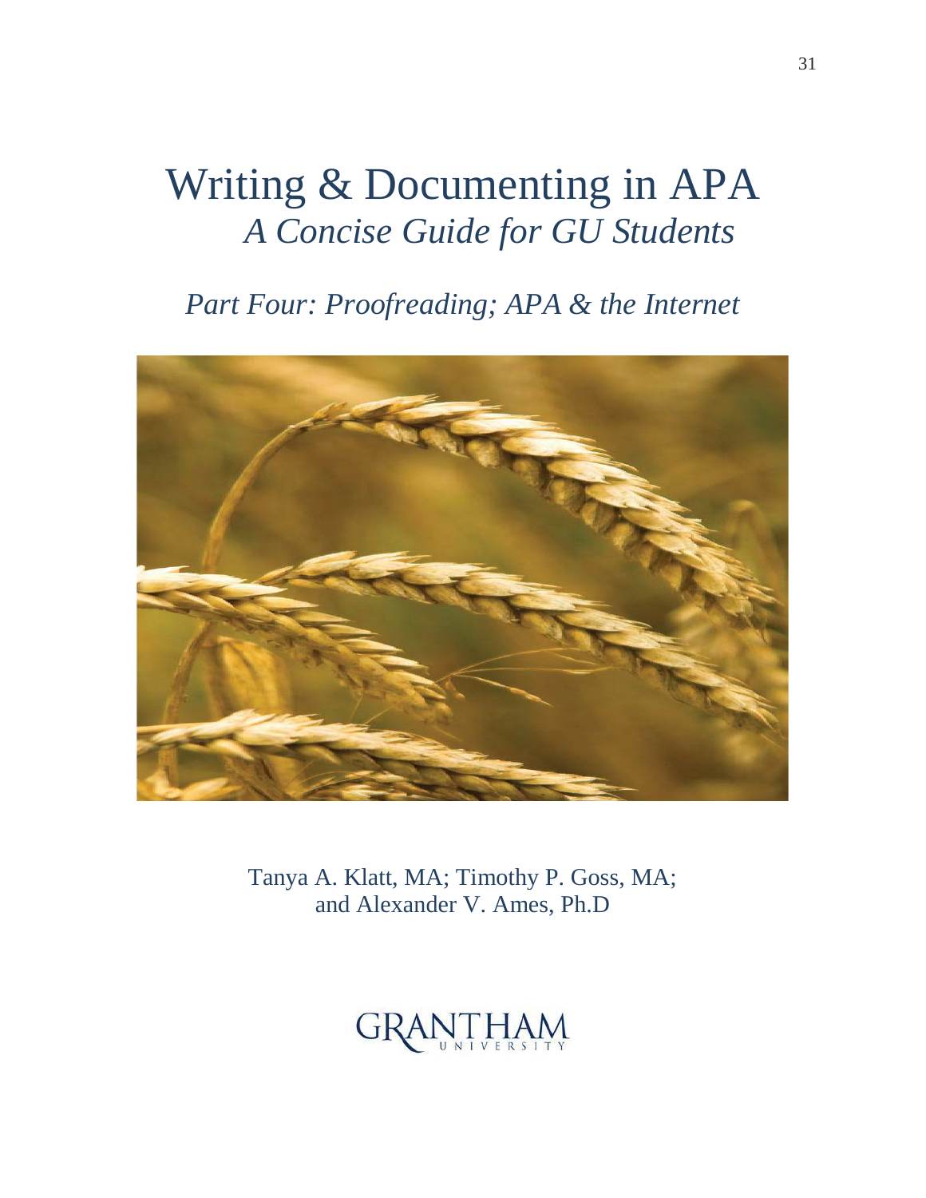# Writing & Documenting in APA

## *A Concise Guide for GU Students*

### *Part Four: Proofreading; APA & the Internet*

Tanya A. Klatt, MA; Timothy P. Goss, MA; and Alexander V. Ames, Ph.D

GRANTHAM UNIVERSITY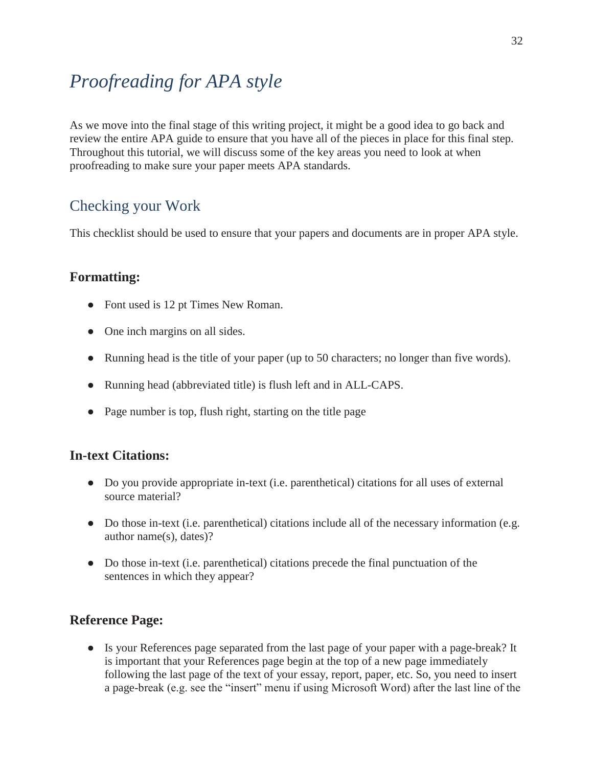# *Proofreading for APA style*

As we move into the final stage of this writing project, it might be a good idea to go back and review the entire APA guide to ensure that you have all of the pieces in place for this final step. Throughout this tutorial, we will discuss some of the key areas you need to look at when proofreading to make sure your paper meets APA standards.

## Checking your Work

This checklist should be used to ensure that your papers and documents are in proper APA style.

### Formatting:

- Font used is 12 pt Times New Roman.
- One inch margins on all sides.
- Running head is the title of your paper (up to 50 characters; no longer than five words).
- Running head (abbreviated title) is flush left and in ALL-CAPS.
- Page number is top, flush right, starting on the title page

### In-text Citations:

- Do you provide appropriate in-text (i.e. parenthetical) citations for all uses of external source material?
- Do those in-text (i.e. parenthetical) citations include all of the necessary information (e.g. author name(s), dates)?
- Do those in-text (i.e. parenthetical) citations precede the final punctuation of the sentences in which they appear?

### Reference Page:

- Is your References page separated from the last page of your paper with a page-break? It is important that your References page begin at the top of a new page immediately following the last page of the text of your essay, report, paper, etc. So, you need to insert a page-break (e.g. see the "insert" menu if using Microsoft Word) after the last line of the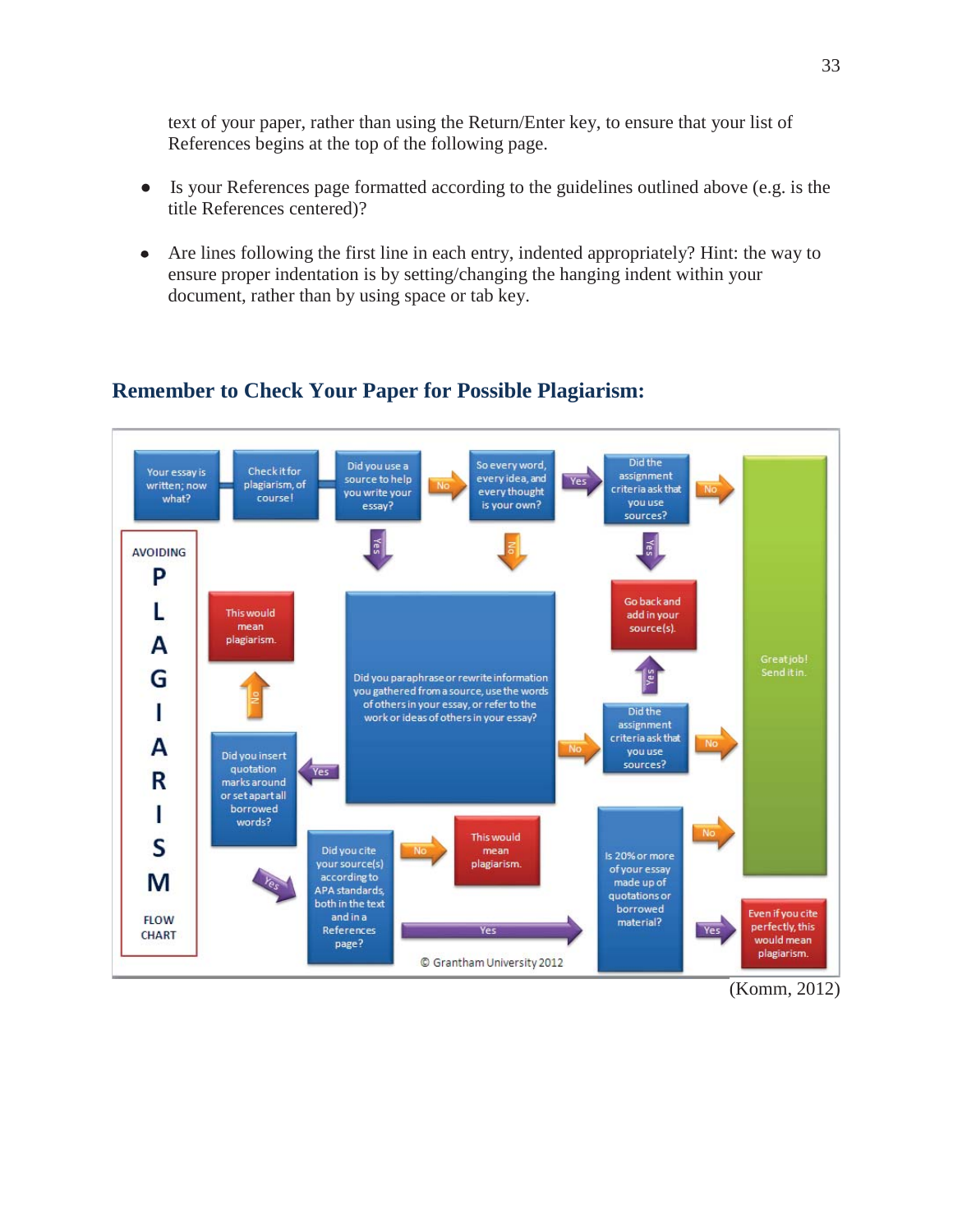text of your paper, rather than using the Return/Enter key, to ensure that your list of References begins at the top of the following page.

- Is your References page formatted according to the guidelines outlined above (e.g. is the title References centered)?
- Are lines following the first line in each entry, indented appropriately? Hint: the way to ensure proper indentation is by setting/changing the hanging indent within your document, rather than by using space or tab key.

## Remember to Check Your Paper for Possible Plagiarism:

AVOIDING PLAGIARISM FLOW CHART

Your essay is written; now what?

Check it for plagiarism, of course!

Did you use a source to help you write your essay?

- No → So every word, every idea, and every thought is your own?
  - Yes → Did the assignment criteria ask that you use sources?
    - No → Great job! Send it in.
    - Yes → Go back and add in your source(s).
  - No → Did you paraphrase or rewrite information you gathered from a source, use the words of others in your essay, or refer to the work or ideas of others in your essay?
- Yes → Did you paraphrase or rewrite information you gathered from a source, use the words of others in your essay, or refer to the work or ideas of others in your essay?
  - No → Did the assignment criteria ask that you use sources?
    - No → Great job! Send it in.
    - Yes → Go back and add in your source(s).
  - Yes → Did you insert quotation marks around or set apart all borrowed words?
    - No → This would mean plagiarism.
    - Yes → Did you cite your source(s) according to APA standards, both in the text and in a References page?
      - No → This would mean plagiarism.
      - Yes → Is 20% or more of your essay made up of quotations or borrowed material?
        - No → Great job! Send it in.
        - Yes → Even if you cite perfectly, this would mean plagiarism.

© Grantham University 2012

(Komm, 2012)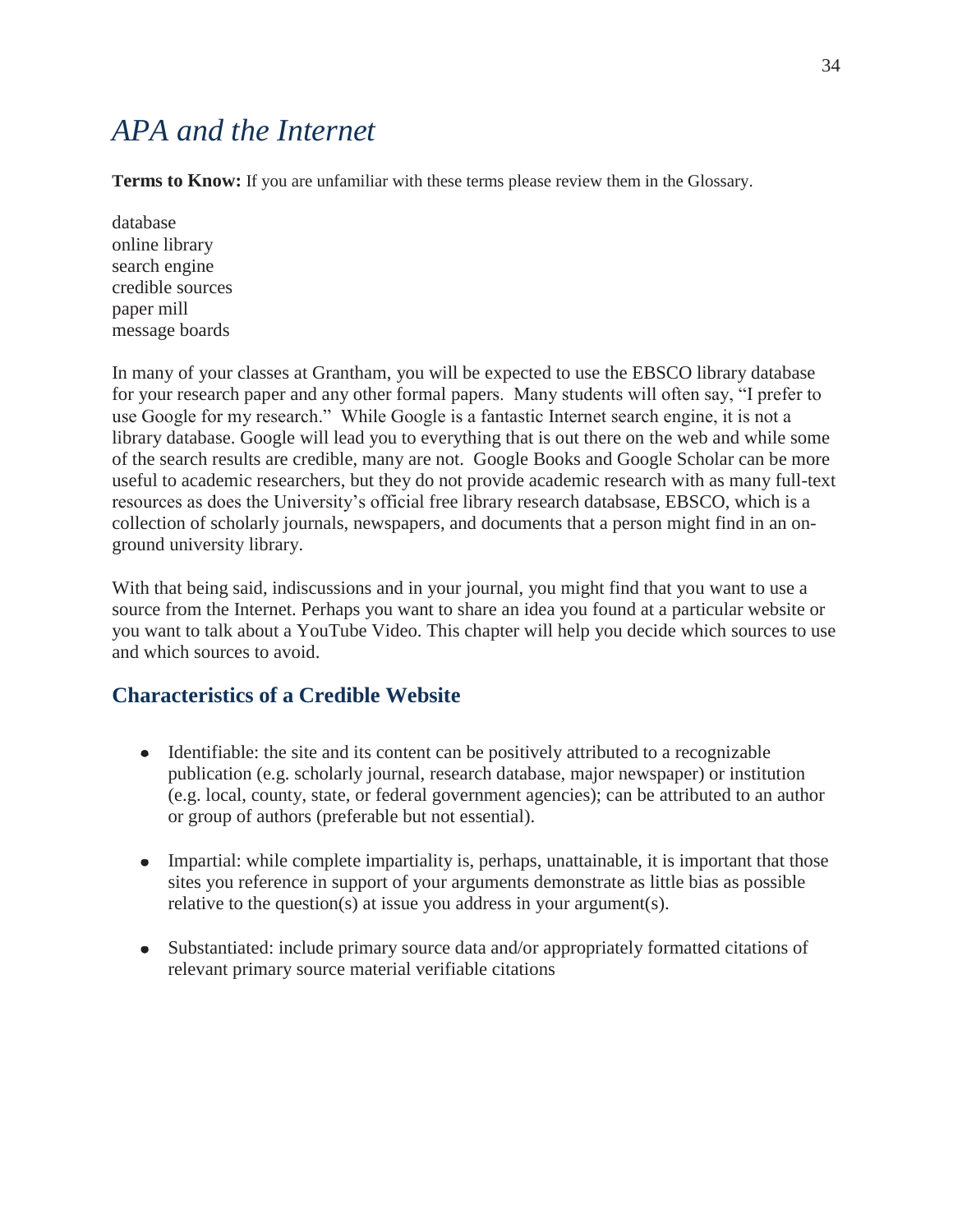# *APA and the Internet*

**Terms to Know:** If you are unfamiliar with these terms please review them in the Glossary.

database
online library
search engine
credible sources
paper mill
message boards

In many of your classes at Grantham, you will be expected to use the EBSCO library database for your research paper and any other formal papers. Many students will often say, "I prefer to use Google for my research." While Google is a fantastic Internet search engine, it is not a library database. Google will lead you to everything that is out there on the web and while some of the search results are credible, many are not. Google Books and Google Scholar can be more useful to academic researchers, but they do not provide academic research with as many full-text resources as does the University's official free library research databsase, EBSCO, which is a collection of scholarly journals, newspapers, and documents that a person might find in an on-ground university library.

With that being said, indiscussions and in your journal, you might find that you want to use a source from the Internet. Perhaps you want to share an idea you found at a particular website or you want to talk about a YouTube Video. This chapter will help you decide which sources to use and which sources to avoid.

## Characteristics of a Credible Website

- Identifiable: the site and its content can be positively attributed to a recognizable publication (e.g. scholarly journal, research database, major newspaper) or institution (e.g. local, county, state, or federal government agencies); can be attributed to an author or group of authors (preferable but not essential).

- Impartial: while complete impartiality is, perhaps, unattainable, it is important that those sites you reference in support of your arguments demonstrate as little bias as possible relative to the question(s) at issue you address in your argument(s).

- Substantiated: include primary source data and/or appropriately formatted citations of relevant primary source material verifiable citations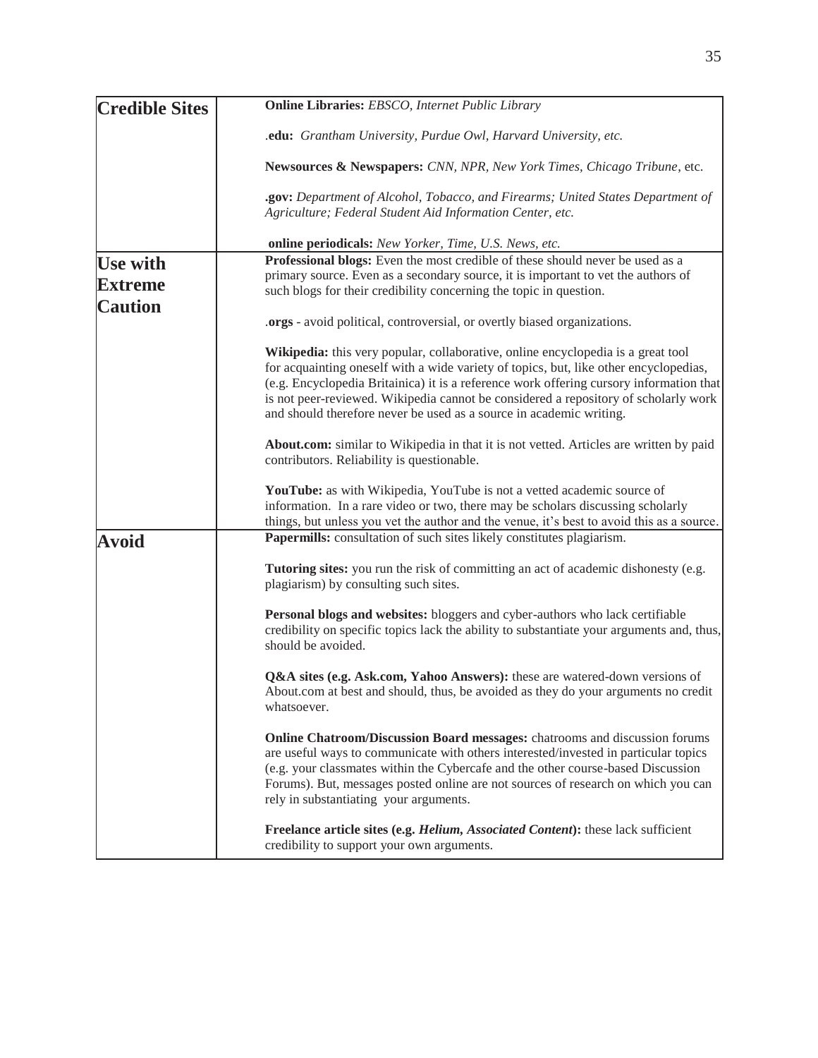| Category | Sources |
| --- | --- |
| **Credible Sites** | **Online Libraries:** *EBSCO, Internet Public Library*<br><br>.**edu:** *Grantham University, Purdue Owl, Harvard University, etc.*<br><br>**Newsources & Newspapers:** *CNN, NPR, New York Times, Chicago Tribune*, etc.<br><br>**.gov:** *Department of Alcohol, Tobacco, and Firearms; United States Department of Agriculture; Federal Student Aid Information Center, etc.*<br><br>**online periodicals:** *New Yorker, Time, U.S. News, etc.* |
| **Use with Extreme Caution** | **Professional blogs:** Even the most credible of these should never be used as a primary source. Even as a secondary source, it is important to vet the authors of such blogs for their credibility concerning the topic in question.<br><br>.**orgs** - avoid political, controversial, or overtly biased organizations.<br><br>**Wikipedia:** this very popular, collaborative, online encyclopedia is a great tool for acquainting oneself with a wide variety of topics, but, like other encyclopedias, (e.g. Encyclopedia Britainica) it is a reference work offering cursory information that is not peer-reviewed. Wikipedia cannot be considered a repository of scholarly work and should therefore never be used as a source in academic writing.<br><br>**About.com:** similar to Wikipedia in that it is not vetted. Articles are written by paid contributors. Reliability is questionable.<br><br>**YouTube:** as with Wikipedia, YouTube is not a vetted academic source of information. In a rare video or two, there may be scholars discussing scholarly things, but unless you vet the author and the venue, it's best to avoid this as a source. |
| **Avoid** | **Papermills:** consultation of such sites likely constitutes plagiarism.<br><br>**Tutoring sites:** you run the risk of committing an act of academic dishonesty (e.g. plagiarism) by consulting such sites.<br><br>**Personal blogs and websites:** bloggers and cyber-authors who lack certifiable credibility on specific topics lack the ability to substantiate your arguments and, thus, should be avoided.<br><br>**Q&A sites (e.g. Ask.com, Yahoo Answers):** these are watered-down versions of About.com at best and should, thus, be avoided as they do your arguments no credit whatsoever.<br><br>**Online Chatroom/Discussion Board messages:** chatrooms and discussion forums are useful ways to communicate with others interested/invested in particular topics (e.g. your classmates within the Cybercafe and the other course-based Discussion Forums). But, messages posted online are not sources of research on which you can rely in substantiating your arguments.<br><br>**Freelance article sites (e.g. *Helium, Associated Content*):** these lack sufficient credibility to support your own arguments. |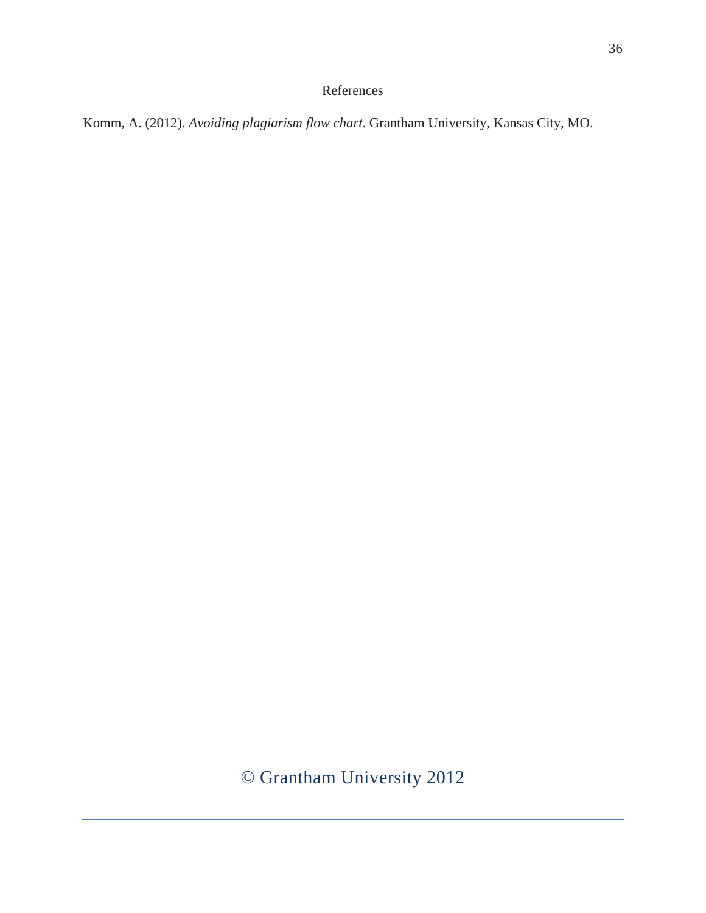# References

Komm, A. (2012). *Avoiding plagiarism flow chart*. Grantham University, Kansas City, MO.

© Grantham University 2012